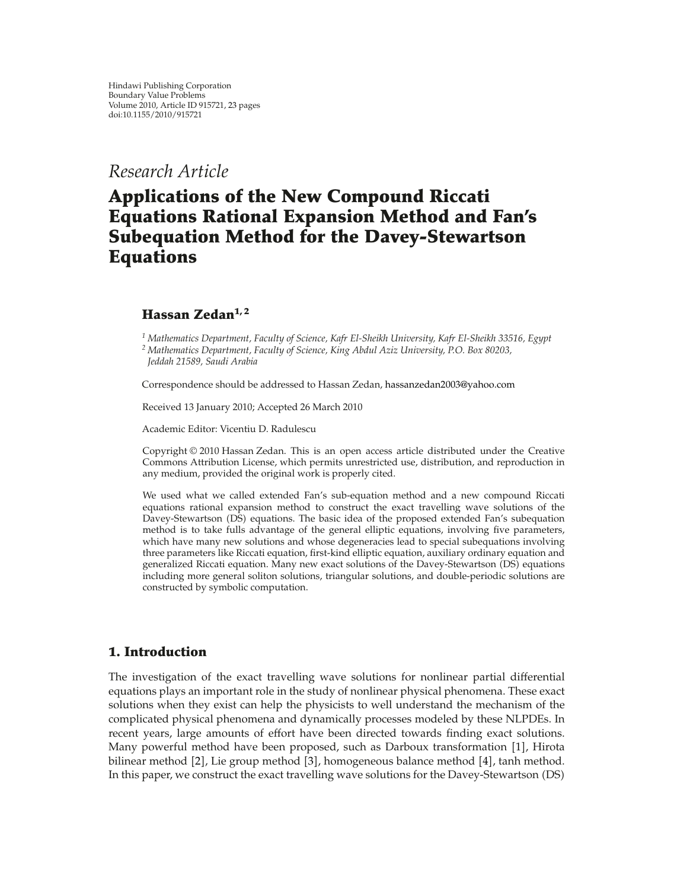*Research Article*

# Applications of the New Compound Riccati Equations Rational Expansion Method and Fan's Subequation Method for the Davey-Stewartson Equations

**Hassan Zedan[1,2]**

[1] *Mathematics Department, Faculty of Science, Kafr El-Sheikh University, Kafr El-Sheikh 33516, Egypt*
[2] *Mathematics Department, Faculty of Science, King Abdul Aziz University, P.O. Box 80203, Jeddah 21589, Saudi Arabia*

Correspondence should be addressed to Hassan Zedan, hassanzedan2003@yahoo.com

Received 13 January 2010; Accepted 26 March 2010

Academic Editor: Vicentiu D. Radulescu

Copyright © 2010 Hassan Zedan. This is an open access article distributed under the Creative Commons Attribution License, which permits unrestricted use, distribution, and reproduction in any medium, provided the original work is properly cited.

We used what we called extended Fan's sub-equation method and a new compound Riccati equations rational expansion method to construct the exact travelling wave solutions of the Davey-Stewartson (DS) equations. The basic idea of the proposed extended Fan's subequation method is to take fulls advantage of the general elliptic equations, involving five parameters, which have many new solutions and whose degeneracies lead to special subequations involving three parameters like Riccati equation, first-kind elliptic equation, auxiliary ordinary equation and generalized Riccati equation. Many new exact solutions of the Davey-Stewartson (DS) equations including more general soliton solutions, triangular solutions, and double-periodic solutions are constructed by symbolic computation.

## 1. Introduction

The investigation of the exact travelling wave solutions for nonlinear partial differential equations plays an important role in the study of nonlinear physical phenomena. These exact solutions when they exist can help the physicists to well understand the mechanism of the complicated physical phenomena and dynamically processes modeled by these NLPDEs. In recent years, large amounts of effort have been directed towards finding exact solutions. Many powerful method have been proposed, such as Darboux transformation [1], Hirota bilinear method [2], Lie group method [3], homogeneous balance method [4], tanh method. In this paper, we construct the exact travelling wave solutions for the Davey-Stewartson (DS)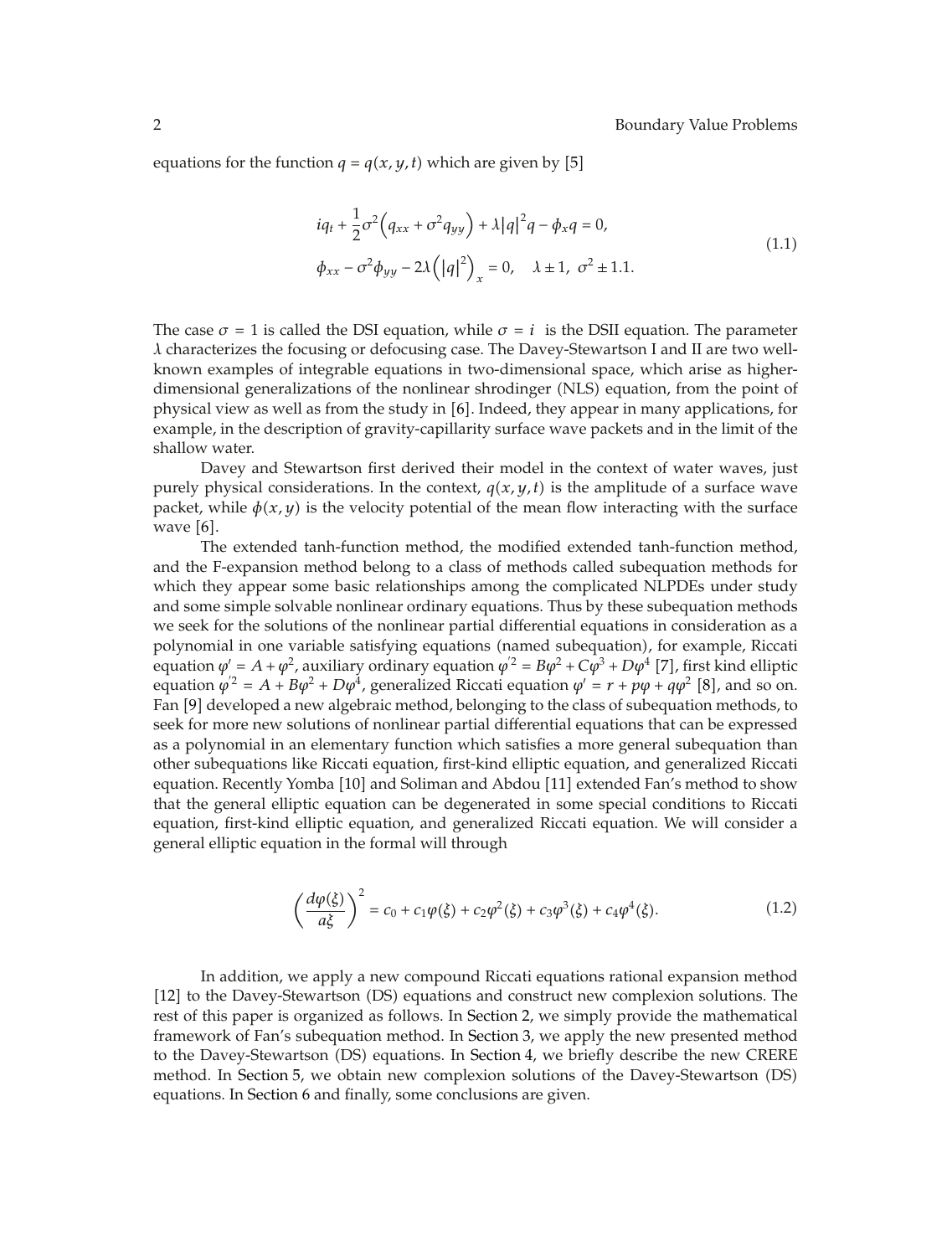equations for the function $q = q(x, y, t)$ which are given by [5]

$$
\begin{aligned}
&iq_t + \frac{1}{2}\sigma^2\left(q_{xx} + \sigma^2 q_{yy}\right) + \lambda|q|^2 q - \phi_x q = 0, \\
&\phi_{xx} - \sigma^2\phi_{yy} - 2\lambda\left(|q|^2\right)_x = 0, \quad \lambda \pm 1, \ \sigma^2 \pm 1.1.
\end{aligned}
\tag{1.1}
$$

The case $\sigma = 1$ is called the DSI equation, while $\sigma = i$ is the DSII equation. The parameter $\lambda$ characterizes the focusing or defocusing case. The Davey-Stewartson I and II are two well-known examples of integrable equations in two-dimensional space, which arise as higher-dimensional generalizations of the nonlinear shrodinger (NLS) equation, from the point of physical view as well as from the study in [6]. Indeed, they appear in many applications, for example, in the description of gravity-capillarity surface wave packets and in the limit of the shallow water.

Davey and Stewartson first derived their model in the context of water waves, just purely physical considerations. In the context, $q(x, y, t)$ is the amplitude of a surface wave packet, while $\phi(x, y)$ is the velocity potential of the mean flow interacting with the surface wave [6].

The extended tanh-function method, the modified extended tanh-function method, and the F-expansion method belong to a class of methods called subequation methods for which they appear some basic relationships among the complicated NLPDEs under study and some simple solvable nonlinear ordinary equations. Thus by these subequation methods we seek for the solutions of the nonlinear partial differential equations in consideration as a polynomial in one variable satisfying equations (named subequation), for example, Riccati equation $\varphi' = A + \varphi^2$, auxiliary ordinary equation $\varphi'^2 = B\varphi^2 + C\varphi^3 + D\varphi^4$ [7], first kind elliptic equation $\varphi'^2 = A + B\varphi^2 + D\varphi^4$, generalized Riccati equation $\varphi' = r + p\varphi + q\varphi^2$ [8], and so on. Fan [9] developed a new algebraic method, belonging to the class of subequation methods, to seek for more new solutions of nonlinear partial differential equations that can be expressed as a polynomial in an elementary function which satisfies a more general subequation than other subequations like Riccati equation, first-kind elliptic equation, and generalized Riccati equation. Recently Yomba [10] and Soliman and Abdou [11] extended Fan's method to show that the general elliptic equation can be degenerated in some special conditions to Riccati equation, first-kind elliptic equation, and generalized Riccati equation. We will consider a general elliptic equation in the formal will through

$$
\left(\frac{d\varphi(\xi)}{a\xi}\right)^2 = c_0 + c_1\varphi(\xi) + c_2\varphi^2(\xi) + c_3\varphi^3(\xi) + c_4\varphi^4(\xi).
\tag{1.2}
$$

In addition, we apply a new compound Riccati equations rational expansion method [12] to the Davey-Stewartson (DS) equations and construct new complexion solutions. The rest of this paper is organized as follows. In Section 2, we simply provide the mathematical framework of Fan's subequation method. In Section 3, we apply the new presented method to the Davey-Stewartson (DS) equations. In Section 4, we briefly describe the new CRERE method. In Section 5, we obtain new complexion solutions of the Davey-Stewartson (DS) equations. In Section 6 and finally, some conclusions are given.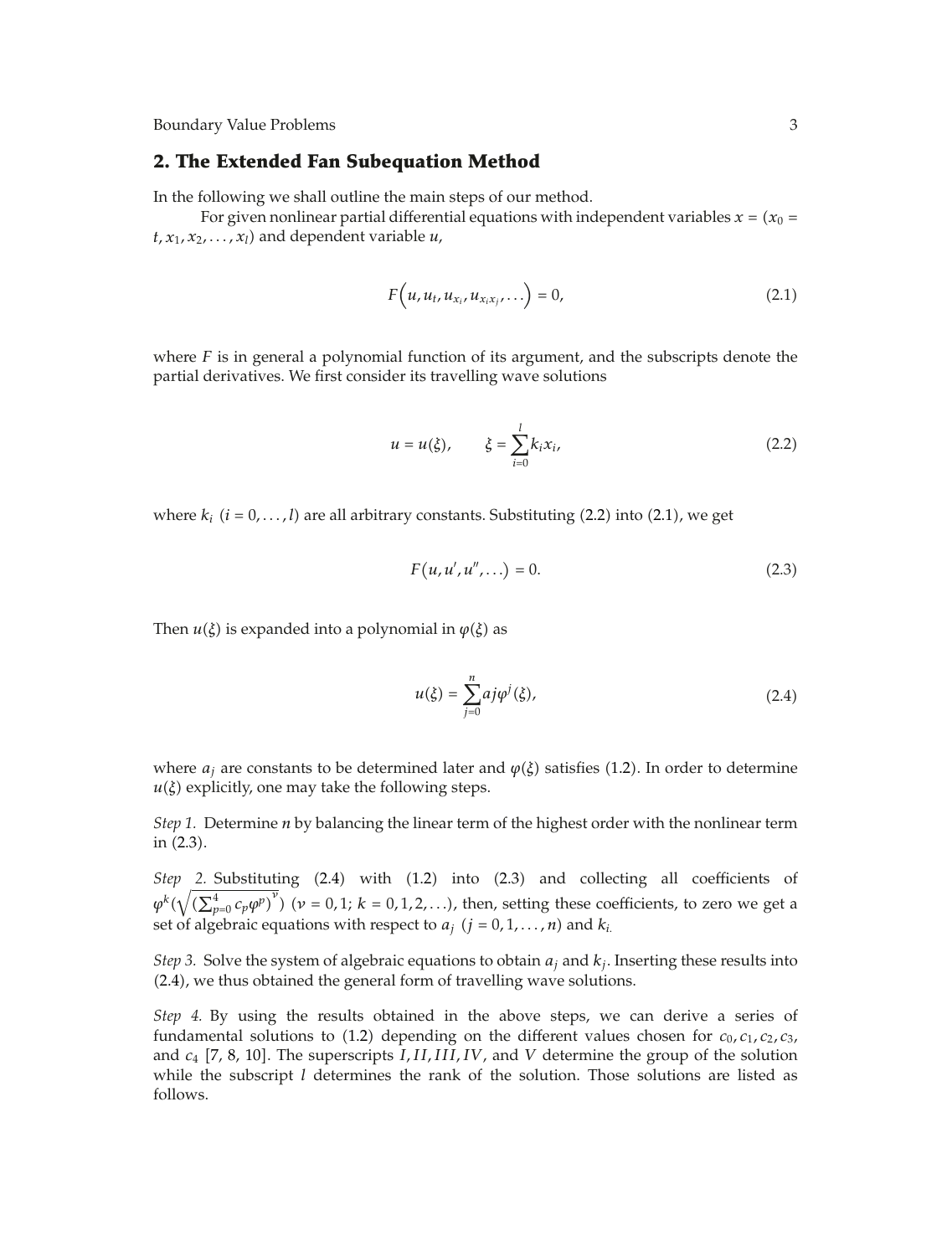## 2. The Extended Fan Subequation Method

In the following we shall outline the main steps of our method.

For given nonlinear partial differential equations with independent variables $x = (x_0 = t, x_1, x_2, \ldots, x_l)$ and dependent variable $u$,

$$F\left(u, u_t, u_{x_i}, u_{x_i x_j}, \ldots\right) = 0, \tag{2.1}$$

where $F$ is in general a polynomial function of its argument, and the subscripts denote the partial derivatives. We first consider its travelling wave solutions

$$u = u(\xi), \qquad \xi = \sum_{i=0}^{l} k_i x_i, \tag{2.2}$$

where $k_i$ $(i = 0, \ldots, l)$ are all arbitrary constants. Substituting (2.2) into (2.1), we get

$$F(u, u', u'', \ldots) = 0. \tag{2.3}$$

Then $u(\xi)$ is expanded into a polynomial in $\varphi(\xi)$ as

$$u(\xi) = \sum_{j=0}^{n} aj\varphi^j(\xi), \tag{2.4}$$

where $a_j$ are constants to be determined later and $\varphi(\xi)$ satisfies (1.2). In order to determine $u(\xi)$ explicitly, one may take the following steps.

*Step 1.* Determine $n$ by balancing the linear term of the highest order with the nonlinear term in (2.3).

*Step 2.* Substituting (2.4) with (1.2) into (2.3) and collecting all coefficients of $\varphi^k(\sqrt{(\sum_{p=0}^{4} c_p \varphi^p)}^{\nu})$ $(\nu = 0, 1;\ k = 0, 1, 2, \ldots)$, then, setting these coefficients, to zero we get a set of algebraic equations with respect to $a_j$ $(j = 0, 1, \ldots, n)$ and $k_{i.}$

*Step 3.* Solve the system of algebraic equations to obtain $a_j$ and $k_j$. Inserting these results into (2.4), we thus obtained the general form of travelling wave solutions.

*Step 4.* By using the results obtained in the above steps, we can derive a series of fundamental solutions to (1.2) depending on the different values chosen for $c_0, c_1, c_2, c_3$, and $c_4$ [7, 8, 10]. The superscripts $I, II, III, IV$, and $V$ determine the group of the solution while the subscript $l$ determines the rank of the solution. Those solutions are listed as follows.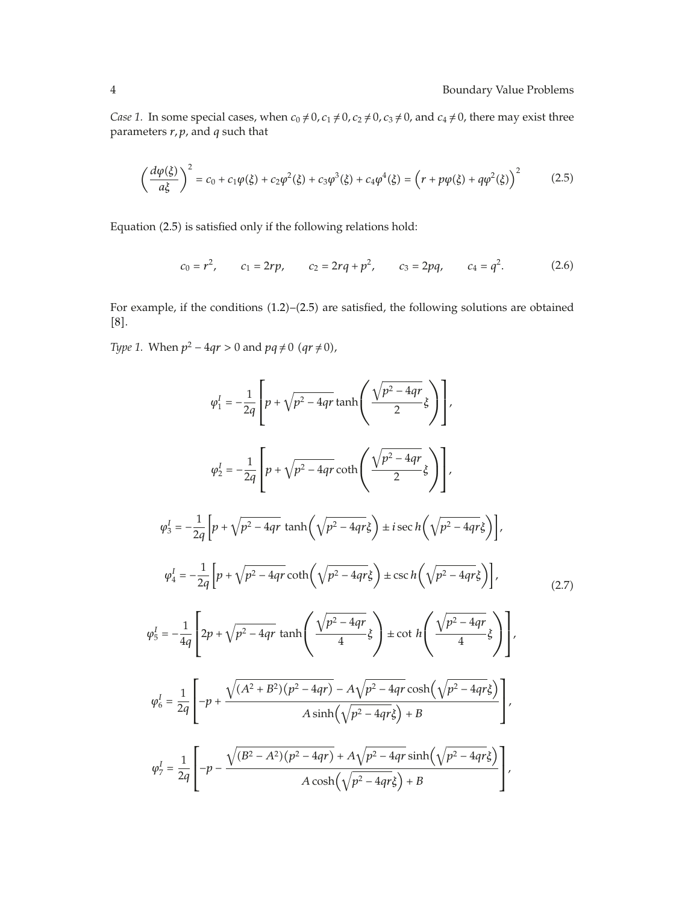*Case 1.* In some special cases, when $c_0 \neq 0, c_1 \neq 0, c_2 \neq 0, c_3 \neq 0$, and $c_4 \neq 0$, there may exist three parameters $r, p$, and $q$ such that

$$\left(\frac{d\varphi(\xi)}{a\xi}\right)^2 = c_0 + c_1\varphi(\xi) + c_2\varphi^2(\xi) + c_3\varphi^3(\xi) + c_4\varphi^4(\xi) = \left(r + p\varphi(\xi) + q\varphi^2(\xi)\right)^2 \tag{2.5}$$

Equation (2.5) is satisfied only if the following relations hold:

$$c_0 = r^2, \qquad c_1 = 2rp, \qquad c_2 = 2rq + p^2, \qquad c_3 = 2pq, \qquad c_4 = q^2. \tag{2.6}$$

For example, if the conditions (1.2)–(2.5) are satisfied, the following solutions are obtained [8].

*Type 1.* When $p^2 - 4qr > 0$ and $pq \neq 0$ $(qr \neq 0)$,

$$\varphi_1^I = -\frac{1}{2q}\left[p + \sqrt{p^2 - 4qr}\tanh\left(\frac{\sqrt{p^2 - 4qr}}{2}\xi\right)\right],$$

$$\varphi_2^I = -\frac{1}{2q}\left[p + \sqrt{p^2 - 4qr}\coth\left(\frac{\sqrt{p^2 - 4qr}}{2}\xi\right)\right],$$

$$\varphi_3^I = -\frac{1}{2q}\left[p + \sqrt{p^2 - 4qr}\,\tanh\left(\sqrt{p^2 - 4qr}\xi\right) \pm i\sec h\left(\sqrt{p^2 - 4qr}\xi\right)\right],$$

$$\varphi_4^I = -\frac{1}{2q}\left[p + \sqrt{p^2 - 4qr}\coth\left(\sqrt{p^2 - 4qr}\xi\right) \pm \csc h\left(\sqrt{p^2 - 4qr}\xi\right)\right], \tag{2.7}$$

$$\varphi_5^I = -\frac{1}{4q}\left[2p + \sqrt{p^2 - 4qr}\,\tanh\left(\frac{\sqrt{p^2 - 4qr}}{4}\xi\right) \pm \cot h\left(\frac{\sqrt{p^2 - 4qr}}{4}\xi\right)\right],$$

$$\varphi_6^I = \frac{1}{2q}\left[-p + \frac{\sqrt{(A^2 + B^2)(p^2 - 4qr)} - A\sqrt{p^2 - 4qr}\cosh\left(\sqrt{p^2 - 4qr}\xi\right)}{A\sinh\left(\sqrt{p^2 - 4qr}\xi\right) + B}\right],$$

$$\varphi_7^I = \frac{1}{2q}\left[-p - \frac{\sqrt{(B^2 - A^2)(p^2 - 4qr)} + A\sqrt{p^2 - 4qr}\sinh\left(\sqrt{p^2 - 4qr}\xi\right)}{A\cosh\left(\sqrt{p^2 - 4qr}\xi\right) + B}\right],$$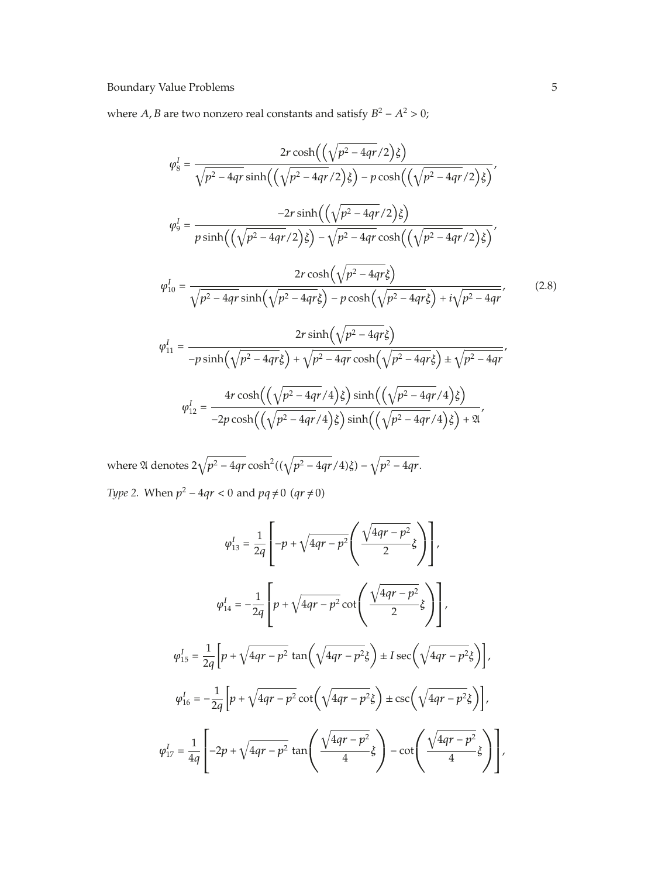where $A, B$ are two nonzero real constants and satisfy $B^2 - A^2 > 0$;

$$
\begin{aligned}
\varphi_8^I &= \frac{2r\cosh\left(\left(\sqrt{p^2-4qr}/2\right)\xi\right)}{\sqrt{p^2-4qr}\sinh\left(\left(\sqrt{p^2-4qr}/2\right)\xi\right) - p\cosh\left(\left(\sqrt{p^2-4qr}/2\right)\xi\right)}, \\
\varphi_9^I &= \frac{-2r\sinh\left(\left(\sqrt{p^2-4qr}/2\right)\xi\right)}{p\sinh\left(\left(\sqrt{p^2-4qr}/2\right)\xi\right) - \sqrt{p^2-4qr}\cosh\left(\left(\sqrt{p^2-4qr}/2\right)\xi\right)}, \\
\varphi_{10}^I &= \frac{2r\cosh\left(\sqrt{p^2-4qr}\xi\right)}{\sqrt{p^2-4qr}\sinh\left(\sqrt{p^2-4qr}\xi\right) - p\cosh\left(\sqrt{p^2-4qr}\xi\right) + i\sqrt{p^2-4qr}}, \\
\varphi_{11}^I &= \frac{2r\sinh\left(\sqrt{p^2-4qr}\xi\right)}{-p\sinh\left(\sqrt{p^2-4qr}\xi\right) + \sqrt{p^2-4qr}\cosh\left(\sqrt{p^2-4qr}\xi\right) \pm \sqrt{p^2-4qr}}, \\
\varphi_{12}^I &= \frac{4r\cosh\left(\left(\sqrt{p^2-4qr}/4\right)\xi\right)\sinh\left(\left(\sqrt{p^2-4qr}/4\right)\xi\right)}{-2p\cosh\left(\left(\sqrt{p^2-4qr}/4\right)\xi\right)\sinh\left(\left(\sqrt{p^2-4qr}/4\right)\xi\right) + \mathfrak{A}},
\end{aligned}
\tag{2.8}
$$

where $\mathfrak{A}$ denotes $2\sqrt{p^2-4qr}\cosh^2((\sqrt{p^2-4qr}/4)\xi) - \sqrt{p^2-4qr}$.

*Type 2.* When $p^2 - 4qr < 0$ and $pq \neq 0$ $(qr \neq 0)$

$$
\begin{aligned}
\varphi_{13}^I &= \frac{1}{2q}\left[-p + \sqrt{4qr-p^2}\left(\frac{\sqrt{4qr-p^2}}{2}\xi\right)\right], \\
\varphi_{14}^I &= -\frac{1}{2q}\left[p + \sqrt{4qr-p^2}\cot\left(\frac{\sqrt{4qr-p^2}}{2}\xi\right)\right], \\
\varphi_{15}^I &= \frac{1}{2q}\left[p + \sqrt{4qr-p^2}\tan\left(\sqrt{4qr-p^2}\xi\right) \pm I\sec\left(\sqrt{4qr-p^2}\xi\right)\right], \\
\varphi_{16}^I &= -\frac{1}{2q}\left[p + \sqrt{4qr-p^2}\cot\left(\sqrt{4qr-p^2}\xi\right) \pm \csc\left(\sqrt{4qr-p^2}\xi\right)\right], \\
\varphi_{17}^I &= \frac{1}{4q}\left[-2p + \sqrt{4qr-p^2}\tan\left(\frac{\sqrt{4qr-p^2}}{4}\xi\right) - \cot\left(\frac{\sqrt{4qr-p^2}}{4}\xi\right)\right],
\end{aligned}
$$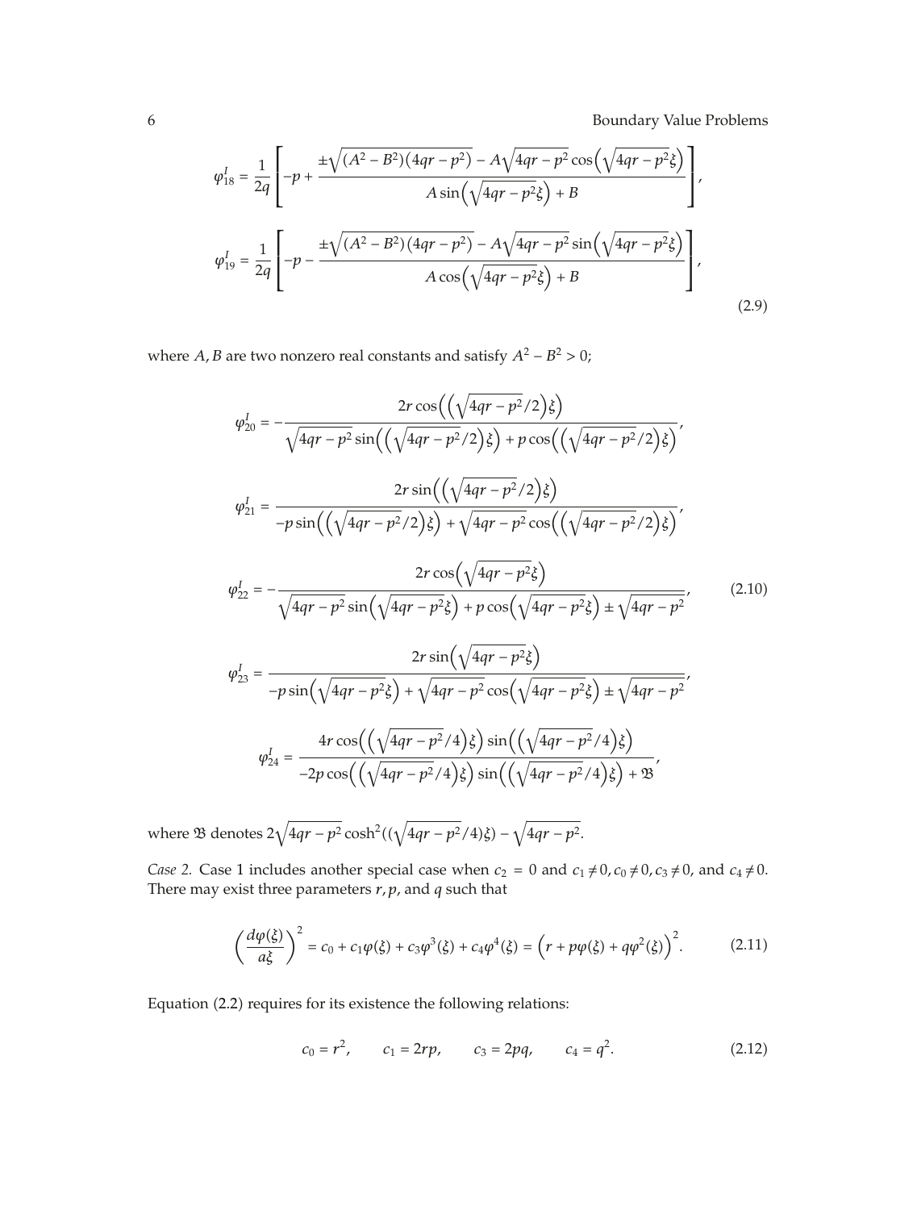$$\varphi_{18}^{I} = \frac{1}{2q}\left[-p + \frac{\pm\sqrt{(A^2-B^2)(4qr-p^2)} - A\sqrt{4qr-p^2}\cos\left(\sqrt{4qr-p^2}\xi\right)}{A\sin\left(\sqrt{4qr-p^2}\xi\right)+B}\right],$$

$$\varphi_{19}^{I} = \frac{1}{2q}\left[-p - \frac{\pm\sqrt{(A^2-B^2)(4qr-p^2)} - A\sqrt{4qr-p^2}\sin\left(\sqrt{4qr-p^2}\xi\right)}{A\cos\left(\sqrt{4qr-p^2}\xi\right)+B}\right], \tag{2.9}$$

where $A, B$ are two nonzero real constants and satisfy $A^2 - B^2 > 0$;

$$\varphi_{20}^{I} = -\frac{2r\cos\left(\left(\sqrt{4qr-p^2}/2\right)\xi\right)}{\sqrt{4qr-p^2}\sin\left(\left(\sqrt{4qr-p^2}/2\right)\xi\right)+p\cos\left(\left(\sqrt{4qr-p^2}/2\right)\xi\right)},$$

$$\varphi_{21}^{I} = \frac{2r\sin\left(\left(\sqrt{4qr-p^2}/2\right)\xi\right)}{-p\sin\left(\left(\sqrt{4qr-p^2}/2\right)\xi\right)+\sqrt{4qr-p^2}\cos\left(\left(\sqrt{4qr-p^2}/2\right)\xi\right)},$$

$$\varphi_{22}^{I} = -\frac{2r\cos\left(\sqrt{4qr-p^2}\xi\right)}{\sqrt{4qr-p^2}\sin\left(\sqrt{4qr-p^2}\xi\right)+p\cos\left(\sqrt{4qr-p^2}\xi\right)\pm\sqrt{4qr-p^2}}, \tag{2.10}$$

$$\varphi_{23}^{I} = \frac{2r\sin\left(\sqrt{4qr-p^2}\xi\right)}{-p\sin\left(\sqrt{4qr-p^2}\xi\right)+\sqrt{4qr-p^2}\cos\left(\sqrt{4qr-p^2}\xi\right)\pm\sqrt{4qr-p^2}},$$

$$\varphi_{24}^{I} = \frac{4r\cos\left(\left(\sqrt{4qr-p^2}/4\right)\xi\right)\sin\left(\left(\sqrt{4qr-p^2}/4\right)\xi\right)}{-2p\cos\left(\left(\sqrt{4qr-p^2}/4\right)\xi\right)\sin\left(\left(\sqrt{4qr-p^2}/4\right)\xi\right)+\mathfrak{B}},$$

where $\mathfrak{B}$ denotes $2\sqrt{4qr-p^2}\cosh^2((\sqrt{4qr-p^2}/4)\xi) - \sqrt{4qr-p^2}$.

*Case 2.* Case 1 includes another special case when $c_2 = 0$ and $c_1 \neq 0, c_0 \neq 0, c_3 \neq 0$, and $c_4 \neq 0$. There may exist three parameters $r, p$, and $q$ such that

$$\left(\frac{d\varphi(\xi)}{a\xi}\right)^2 = c_0 + c_1\varphi(\xi) + c_3\varphi^3(\xi) + c_4\varphi^4(\xi) = \left(r + p\varphi(\xi) + q\varphi^2(\xi)\right)^2. \tag{2.11}$$

Equation (2.2) requires for its existence the following relations:

$$c_0 = r^2, \qquad c_1 = 2rp, \qquad c_3 = 2pq, \qquad c_4 = q^2. \tag{2.12}$$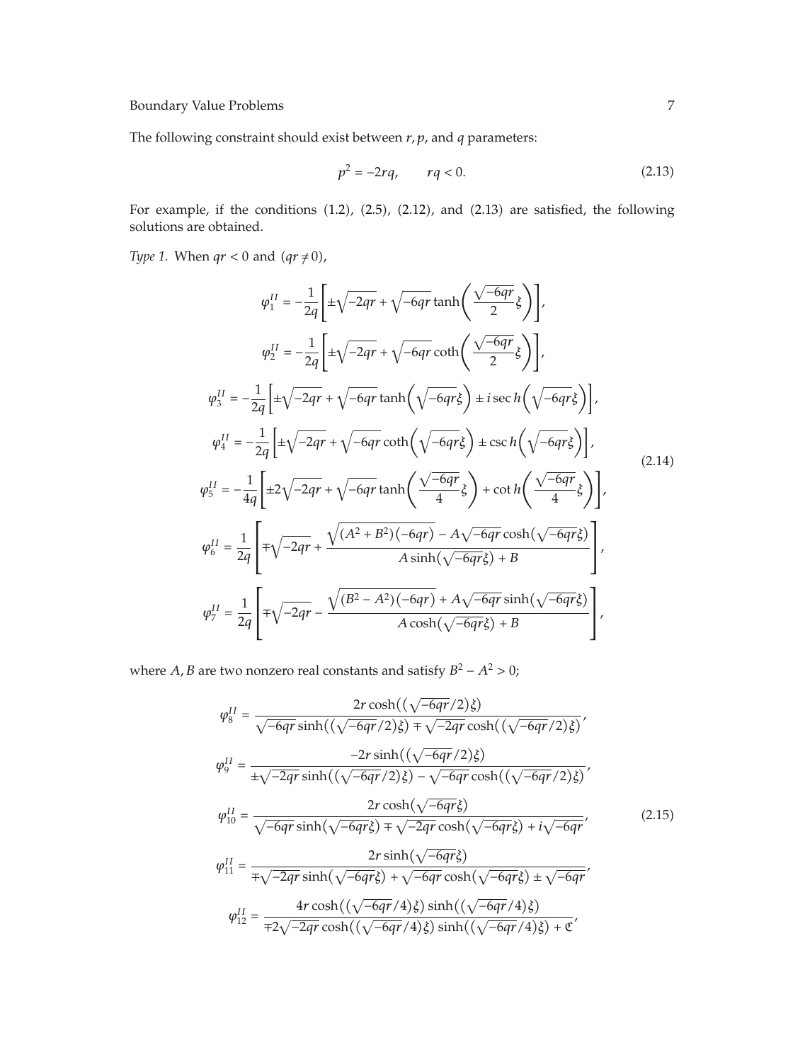The following constraint should exist between $r, p$, and $q$ parameters:

$$p^2 = -2rq, \qquad rq < 0. \tag{2.13}$$

For example, if the conditions (1.2), (2.5), (2.12), and (2.13) are satisfied, the following solutions are obtained.

*Type 1.* When $qr < 0$ and $(qr \neq 0)$,

$$
\begin{aligned}
\varphi_1^{II} &= -\frac{1}{2q}\left[\pm\sqrt{-2qr} + \sqrt{-6qr}\tanh\left(\frac{\sqrt{-6qr}}{2}\xi\right)\right],\\
\varphi_2^{II} &= -\frac{1}{2q}\left[\pm\sqrt{-2qr} + \sqrt{-6qr}\coth\left(\frac{\sqrt{-6qr}}{2}\xi\right)\right],\\
\varphi_3^{II} &= -\frac{1}{2q}\left[\pm\sqrt{-2qr} + \sqrt{-6qr}\tanh\left(\sqrt{-6qr}\xi\right) \pm i\,\mathrm{sec}\,h\left(\sqrt{-6qr}\xi\right)\right],\\
\varphi_4^{II} &= -\frac{1}{2q}\left[\pm\sqrt{-2qr} + \sqrt{-6qr}\coth\left(\sqrt{-6qr}\xi\right) \pm \mathrm{csc}\,h\left(\sqrt{-6qr}\xi\right)\right],\\
\varphi_5^{II} &= -\frac{1}{4q}\left[\pm 2\sqrt{-2qr} + \sqrt{-6qr}\tanh\left(\frac{\sqrt{-6qr}}{4}\xi\right) + \mathrm{cot}\,h\left(\frac{\sqrt{-6qr}}{4}\xi\right)\right],\\
\varphi_6^{II} &= \frac{1}{2q}\left[\mp\sqrt{-2qr} + \frac{\sqrt{(A^2+B^2)(-6qr)} - A\sqrt{-6qr}\cosh\left(\sqrt{-6qr}\xi\right)}{A\sinh\left(\sqrt{-6qr}\xi\right) + B}\right],\\
\varphi_7^{II} &= \frac{1}{2q}\left[\mp\sqrt{-2qr} - \frac{\sqrt{(B^2-A^2)(-6qr)} + A\sqrt{-6qr}\sinh\left(\sqrt{-6qr}\xi\right)}{A\cosh\left(\sqrt{-6qr}\xi\right) + B}\right],
\end{aligned}
\tag{2.14}
$$

where $A, B$ are two nonzero real constants and satisfy $B^2 - A^2 > 0$;

$$
\begin{aligned}
\varphi_8^{II} &= \frac{2r\cosh\left(\left(\sqrt{-6qr}/2\right)\xi\right)}{\sqrt{-6qr}\sinh\left(\left(\sqrt{-6qr}/2\right)\xi\right) \mp \sqrt{-2qr}\cosh\left(\left(\sqrt{-6qr}/2\right)\xi\right)},\\
\varphi_9^{II} &= \frac{-2r\sinh\left(\left(\sqrt{-6qr}/2\right)\xi\right)}{\pm\sqrt{-2qr}\sinh\left(\left(\sqrt{-6qr}/2\right)\xi\right) - \sqrt{-6qr}\cosh\left(\left(\sqrt{-6qr}/2\right)\xi\right)},\\
\varphi_{10}^{II} &= \frac{2r\cosh\left(\sqrt{-6qr}\xi\right)}{\sqrt{-6qr}\sinh\left(\sqrt{-6qr}\xi\right) \mp \sqrt{-2qr}\cosh\left(\sqrt{-6qr}\xi\right) + i\sqrt{-6qr}},\\
\varphi_{11}^{II} &= \frac{2r\sinh\left(\sqrt{-6qr}\xi\right)}{\mp\sqrt{-2qr}\sinh\left(\sqrt{-6qr}\xi\right) + \sqrt{-6qr}\cosh\left(\sqrt{-6qr}\xi\right) \pm \sqrt{-6qr}},\\
\varphi_{12}^{II} &= \frac{4r\cosh\left(\left(\sqrt{-6qr}/4\right)\xi\right)\sinh\left(\left(\sqrt{-6qr}/4\right)\xi\right)}{\mp 2\sqrt{-2qr}\cosh\left(\left(\sqrt{-6qr}/4\right)\xi\right)\sinh\left(\left(\sqrt{-6qr}/4\right)\xi\right) + \mathfrak{C}},
\end{aligned}
\tag{2.15}
$$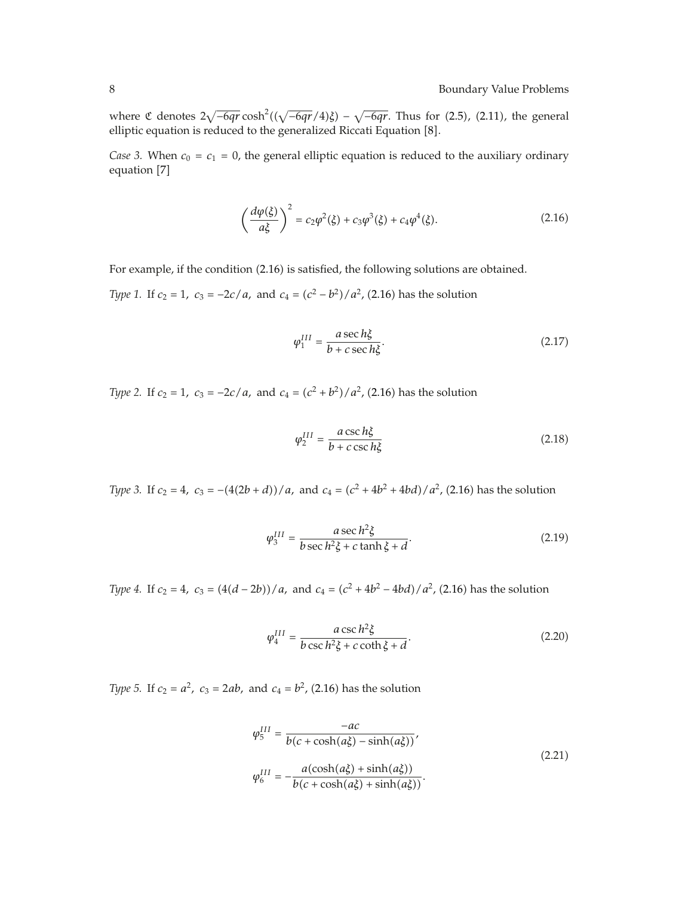where $\mathfrak{C}$ denotes $2\sqrt{-6qr}\cosh^2((\sqrt{-6qr}/4)\xi) - \sqrt{-6qr}$. Thus for (2.5), (2.11), the general elliptic equation is reduced to the generalized Riccati Equation [8].

*Case 3.* When $c_0 = c_1 = 0$, the general elliptic equation is reduced to the auxiliary ordinary equation [7]

$$\left(\frac{d\varphi(\xi)}{a\xi}\right)^2 = c_2\varphi^2(\xi) + c_3\varphi^3(\xi) + c_4\varphi^4(\xi). \tag{2.16}$$

For example, if the condition (2.16) is satisfied, the following solutions are obtained.

*Type 1.* If $c_2 = 1,\ c_3 = -2c/a,$ and $c_4 = (c^2 - b^2)/a^2$, (2.16) has the solution

$$\varphi_1^{III} = \frac{a \sec h\xi}{b + c \sec h\xi}. \tag{2.17}$$

*Type 2.* If $c_2 = 1,\ c_3 = -2c/a,$ and $c_4 = (c^2 + b^2)/a^2$, (2.16) has the solution

$$\varphi_2^{III} = \frac{a \csc h\xi}{b + c \csc h\xi} \tag{2.18}$$

*Type 3.* If $c_2 = 4,\ c_3 = -(4(2b + d))/a,$ and $c_4 = (c^2 + 4b^2 + 4bd)/a^2$, (2.16) has the solution

$$\varphi_3^{III} = \frac{a \sec h^2\xi}{b \sec h^2\xi + c \tanh \xi + d}. \tag{2.19}$$

*Type 4.* If $c_2 = 4,\ c_3 = (4(d - 2b))/a,$ and $c_4 = (c^2 + 4b^2 - 4bd)/a^2$, (2.16) has the solution

$$\varphi_4^{III} = \frac{a \csc h^2\xi}{b \csc h^2\xi + c \coth \xi + d}. \tag{2.20}$$

*Type 5.* If $c_2 = a^2,\ c_3 = 2ab,$ and $c_4 = b^2$, (2.16) has the solution

$$\begin{aligned}
\varphi_5^{III} &= \frac{-ac}{b(c + \cosh(a\xi) - \sinh(a\xi))}, \\
\varphi_6^{III} &= -\frac{a(\cosh(a\xi) + \sinh(a\xi))}{b(c + \cosh(a\xi) + \sinh(a\xi))}.
\end{aligned} \tag{2.21}$$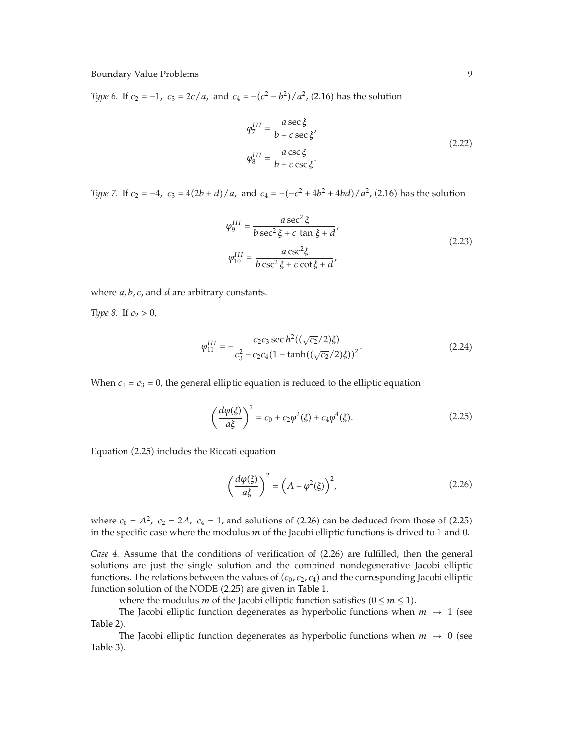*Type 6.* If $c_2 = -1,\ c_3 = 2c/a,$ and $c_4 = -(c^2 - b^2)/a^2$, (2.16) has the solution

$$
\begin{aligned}
\varphi_7^{III} &= \frac{a \sec \xi}{b + c \sec \xi}, \\
\varphi_8^{III} &= \frac{a \csc \xi}{b + c \csc \xi}.
\end{aligned}
\tag{2.22}
$$

*Type 7.* If $c_2 = -4,\ c_3 = 4(2b + d)/a,$ and $c_4 = -(-c^2 + 4b^2 + 4bd)/a^2$, (2.16) has the solution

$$
\begin{aligned}
\varphi_9^{III} &= \frac{a \sec^2 \xi}{b \sec^2 \xi + c \tan \xi + d}, \\
\varphi_{10}^{III} &= \frac{a \csc^2 \xi}{b \csc^2 \xi + c \cot \xi + d},
\end{aligned}
\tag{2.23}
$$

where $a, b, c,$ and $d$ are arbitrary constants.

*Type 8.* If $c_2 > 0$,

$$
\varphi_{11}^{III} = -\frac{c_2 c_3 \sec h^2((\sqrt{c_2}/2)\xi)}{c_3^2 - c_2 c_4 (1 - \tanh((\sqrt{c_2}/2)\xi))^2}. \tag{2.24}
$$

When $c_1 = c_3 = 0$, the general elliptic equation is reduced to the elliptic equation

$$
\left(\frac{d\varphi(\xi)}{a\xi}\right)^2 = c_0 + c_2 \varphi^2(\xi) + c_4 \varphi^4(\xi). \tag{2.25}
$$

Equation (2.25) includes the Riccati equation

$$
\left(\frac{d\varphi(\xi)}{a\xi}\right)^2 = \left(A + \varphi^2(\xi)\right)^2, \tag{2.26}
$$

where $c_0 = A^2,\ c_2 = 2A,\ c_4 = 1$, and solutions of (2.26) can be deduced from those of (2.25) in the specific case where the modulus $m$ of the Jacobi elliptic functions is drived to 1 and 0.

*Case 4.* Assume that the conditions of verification of (2.26) are fulfilled, then the general solutions are just the single solution and the combined nondegenerative Jacobi elliptic functions. The relations between the values of $(c_0, c_2, c_4)$ and the corresponding Jacobi elliptic function solution of the NODE (2.25) are given in Table 1.

where the modulus $m$ of the Jacobi elliptic function satisfies $(0 \le m \le 1)$.

The Jacobi elliptic function degenerates as hyperbolic functions when $m \to 1$ (see Table 2).

The Jacobi elliptic function degenerates as hyperbolic functions when $m \to 0$ (see Table 3).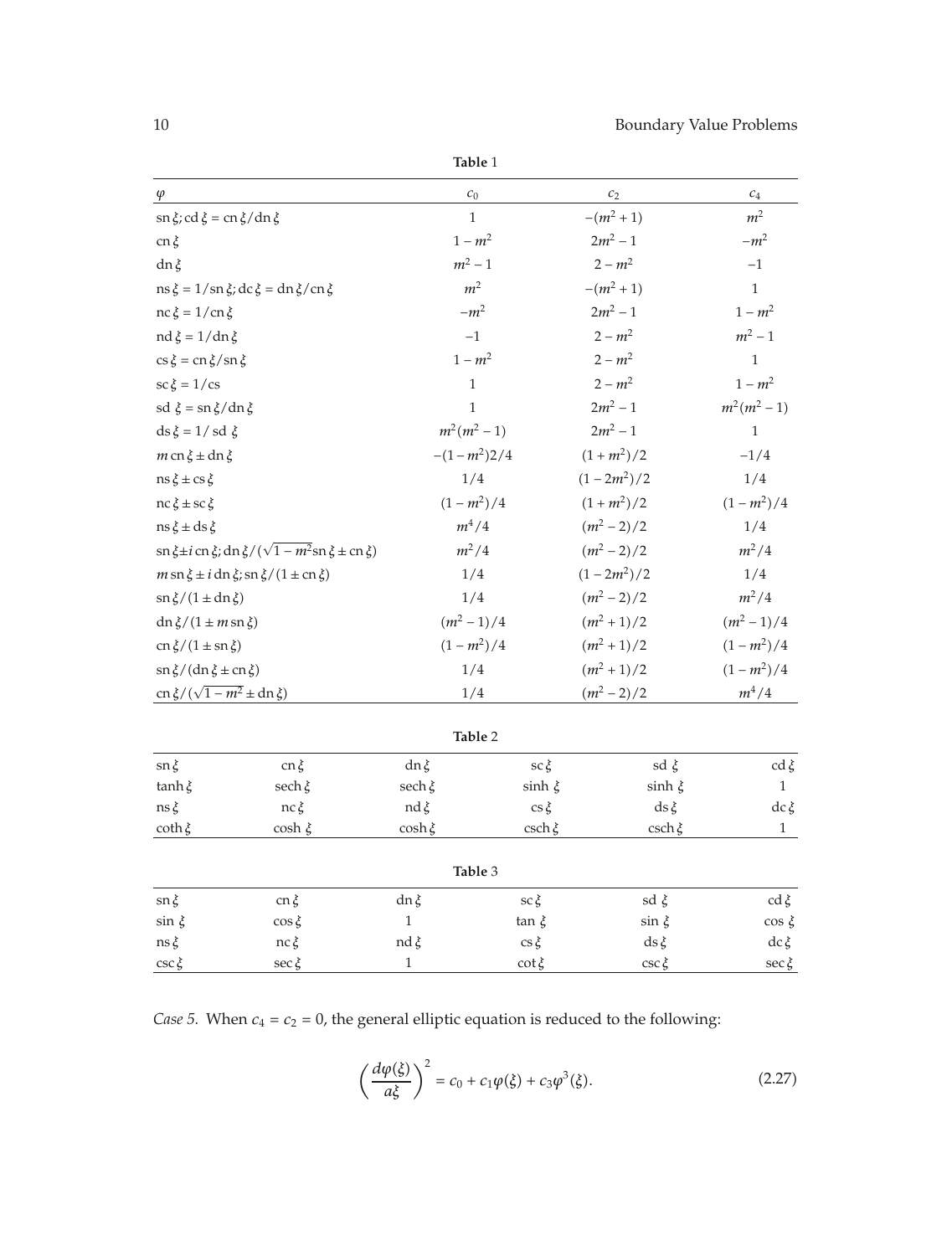**Table 1**

| $\varphi$ | $c_0$ | $c_2$ | $c_4$ |
|---|---|---|---|
| $\mathrm{sn}\,\xi$; $\mathrm{cd}\,\xi = \mathrm{cn}\,\xi/\mathrm{dn}\,\xi$ | $1$ | $-(m^2+1)$ | $m^2$ |
| $\mathrm{cn}\,\xi$ | $1-m^2$ | $2m^2-1$ | $-m^2$ |
| $\mathrm{dn}\,\xi$ | $m^2-1$ | $2-m^2$ | $-1$ |
| $\mathrm{ns}\,\xi = 1/\mathrm{sn}\,\xi$; $\mathrm{dc}\,\xi = \mathrm{dn}\,\xi/\mathrm{cn}\,\xi$ | $m^2$ | $-(m^2+1)$ | $1$ |
| $\mathrm{nc}\,\xi = 1/\mathrm{cn}\,\xi$ | $-m^2$ | $2m^2-1$ | $1-m^2$ |
| $\mathrm{nd}\,\xi = 1/\mathrm{dn}\,\xi$ | $-1$ | $2-m^2$ | $m^2-1$ |
| $\mathrm{cs}\,\xi = \mathrm{cn}\,\xi/\mathrm{sn}\,\xi$ | $1-m^2$ | $2-m^2$ | $1$ |
| $\mathrm{sc}\,\xi = 1/\mathrm{cs}$ | $1$ | $2-m^2$ | $1-m^2$ |
| $\mathrm{sd}\ \xi = \mathrm{sn}\,\xi/\mathrm{dn}\,\xi$ | $1$ | $2m^2-1$ | $m^2(m^2-1)$ |
| $\mathrm{ds}\,\xi = 1/\ \mathrm{sd}\ \xi$ | $m^2(m^2-1)$ | $2m^2-1$ | $1$ |
| $m\,\mathrm{cn}\,\xi \pm \mathrm{dn}\,\xi$ | $-(1-m^2)2/4$ | $(1+m^2)/2$ | $-1/4$ |
| $\mathrm{ns}\,\xi \pm \mathrm{cs}\,\xi$ | $1/4$ | $(1-2m^2)/2$ | $1/4$ |
| $\mathrm{nc}\,\xi \pm \mathrm{sc}\,\xi$ | $(1-m^2)/4$ | $(1+m^2)/2$ | $(1-m^2)/4$ |
| $\mathrm{ns}\,\xi \pm \mathrm{ds}\,\xi$ | $m^4/4$ | $(m^2-2)/2$ | $1/4$ |
| $\mathrm{sn}\,\xi \pm i\,\mathrm{cn}\,\xi$; $\mathrm{dn}\,\xi/(\sqrt{1-m^2}\mathrm{sn}\,\xi \pm \mathrm{cn}\,\xi)$ | $m^2/4$ | $(m^2-2)/2$ | $m^2/4$ |
| $m\,\mathrm{sn}\,\xi \pm i\,\mathrm{dn}\,\xi$; $\mathrm{sn}\,\xi/(1 \pm \mathrm{cn}\,\xi)$ | $1/4$ | $(1-2m^2)/2$ | $1/4$ |
| $\mathrm{sn}\,\xi/(1 \pm \mathrm{dn}\,\xi)$ | $1/4$ | $(m^2-2)/2$ | $m^2/4$ |
| $\mathrm{dn}\,\xi/(1 \pm m\,\mathrm{sn}\,\xi)$ | $(m^2-1)/4$ | $(m^2+1)/2$ | $(m^2-1)/4$ |
| $\mathrm{cn}\,\xi/(1 \pm \mathrm{sn}\,\xi)$ | $(1-m^2)/4$ | $(m^2+1)/2$ | $(1-m^2)/4$ |
| $\mathrm{sn}\,\xi/(\mathrm{dn}\,\xi \pm \mathrm{cn}\,\xi)$ | $1/4$ | $(m^2+1)/2$ | $(1-m^2)/4$ |
| $\mathrm{cn}\,\xi/(\sqrt{1-m^2} \pm \mathrm{dn}\,\xi)$ | $1/4$ | $(m^2-2)/2$ | $m^4/4$ |

**Table 2**

| $\mathrm{sn}\,\xi$ | $\mathrm{cn}\,\xi$ | $\mathrm{dn}\,\xi$ | $\mathrm{sc}\,\xi$ | $\mathrm{sd}\ \xi$ | $\mathrm{cd}\,\xi$ |
|---|---|---|---|---|---|
| $\tanh\xi$ | $\mathrm{sech}\,\xi$ | $\mathrm{sech}\,\xi$ | $\sinh\ \xi$ | $\sinh\ \xi$ | $1$ |
| $\mathrm{ns}\,\xi$ | $\mathrm{nc}\,\xi$ | $\mathrm{nd}\,\xi$ | $\mathrm{cs}\,\xi$ | $\mathrm{ds}\,\xi$ | $\mathrm{dc}\,\xi$ |
| $\coth\xi$ | $\cosh\ \xi$ | $\cosh\xi$ | $\mathrm{csch}\,\xi$ | $\mathrm{csch}\,\xi$ | $1$ |

**Table 3**

| $\mathrm{sn}\,\xi$ | $\mathrm{cn}\,\xi$ | $\mathrm{dn}\,\xi$ | $\mathrm{sc}\,\xi$ | $\mathrm{sd}\ \xi$ | $\mathrm{cd}\,\xi$ |
|---|---|---|---|---|---|
| $\sin\ \xi$ | $\cos\xi$ | $1$ | $\tan\ \xi$ | $\sin\ \xi$ | $\cos\ \xi$ |
| $\mathrm{ns}\,\xi$ | $\mathrm{nc}\,\xi$ | $\mathrm{nd}\,\xi$ | $\mathrm{cs}\,\xi$ | $\mathrm{ds}\,\xi$ | $\mathrm{dc}\,\xi$ |
| $\csc\xi$ | $\sec\xi$ | $1$ | $\cot\xi$ | $\csc\xi$ | $\sec\xi$ |

*Case 5.* When $c_4 = c_2 = 0$, the general elliptic equation is reduced to the following:

$$\left(\frac{d\varphi(\xi)}{a\xi}\right)^2 = c_0 + c_1\varphi(\xi) + c_3\varphi^3(\xi). \tag{2.27}$$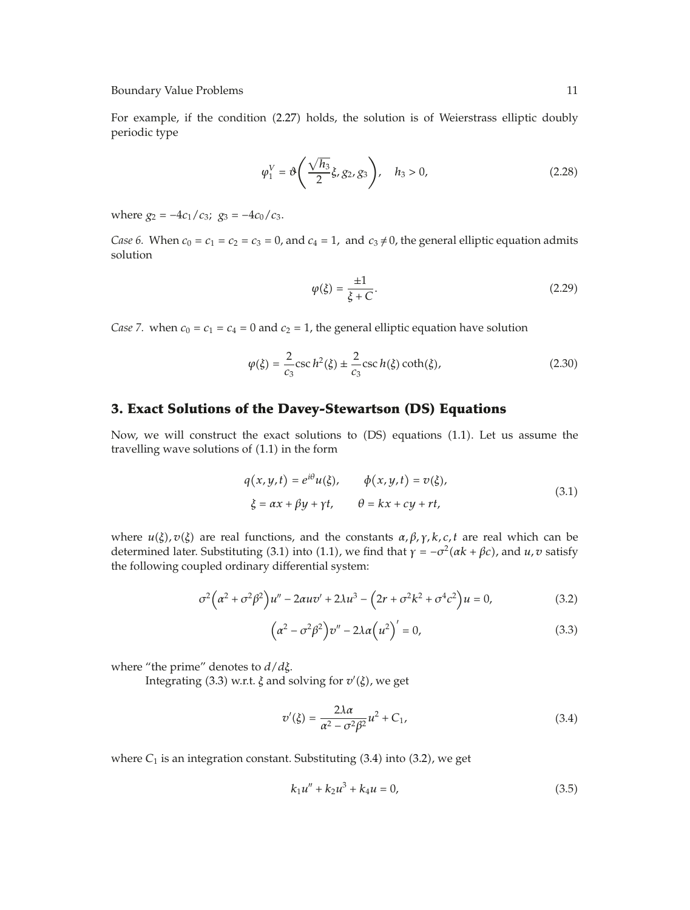For example, if the condition (2.27) holds, the solution is of Weierstrass elliptic doubly periodic type

$$\varphi_1^V = \vartheta\left(\frac{\sqrt{h_3}}{2}\xi, g_2, g_3\right), \quad h_3 > 0, \tag{2.28}$$

where $g_2 = -4c_1/c_3$; $g_3 = -4c_0/c_3$.

*Case 6.* When $c_0 = c_1 = c_2 = c_3 = 0$, and $c_4 = 1$, and $c_3 \neq 0$, the general elliptic equation admits solution

$$\varphi(\xi) = \frac{\pm 1}{\xi + C}. \tag{2.29}$$

*Case 7.* when $c_0 = c_1 = c_4 = 0$ and $c_2 = 1$, the general elliptic equation have solution

$$\varphi(\xi) = \frac{2}{c_3}\csc h^2(\xi) \pm \frac{2}{c_3}\csc h(\xi)\coth(\xi), \tag{2.30}$$

## 3. Exact Solutions of the Davey-Stewartson (DS) Equations

Now, we will construct the exact solutions to (DS) equations (1.1). Let us assume the travelling wave solutions of (1.1) in the form

$$\begin{aligned} q(x,y,t) &= e^{i\theta}u(\xi), \qquad \phi(x,y,t) = v(\xi), \\ \xi &= \alpha x + \beta y + \gamma t, \qquad \theta = kx + cy + rt, \end{aligned} \tag{3.1}$$

where $u(\xi), v(\xi)$ are real functions, and the constants $\alpha, \beta, \gamma, k, c, t$ are real which can be determined later. Substituting (3.1) into (1.1), we find that $\gamma = -\sigma^2(\alpha k + \beta c)$, and $u, v$ satisfy the following coupled ordinary differential system:

$$\sigma^2\left(\alpha^2 + \sigma^2\beta^2\right)u'' - 2\alpha u v' + 2\lambda u^3 - \left(2r + \sigma^2 k^2 + \sigma^4 c^2\right)u = 0, \tag{3.2}$$

$$\left(\alpha^2 - \sigma^2\beta^2\right)v'' - 2\lambda\alpha\left(u^2\right)' = 0, \tag{3.3}$$

where "the prime" denotes to $d/d\xi$.

Integrating (3.3) w.r.t. $\xi$ and solving for $v'(\xi)$, we get

$$v'(\xi) = \frac{2\lambda\alpha}{\alpha^2 - \sigma^2\beta^2}u^2 + C_1, \tag{3.4}$$

where $C_1$ is an integration constant. Substituting (3.4) into (3.2), we get

$$k_1 u'' + k_2 u^3 + k_4 u = 0, \tag{3.5}$$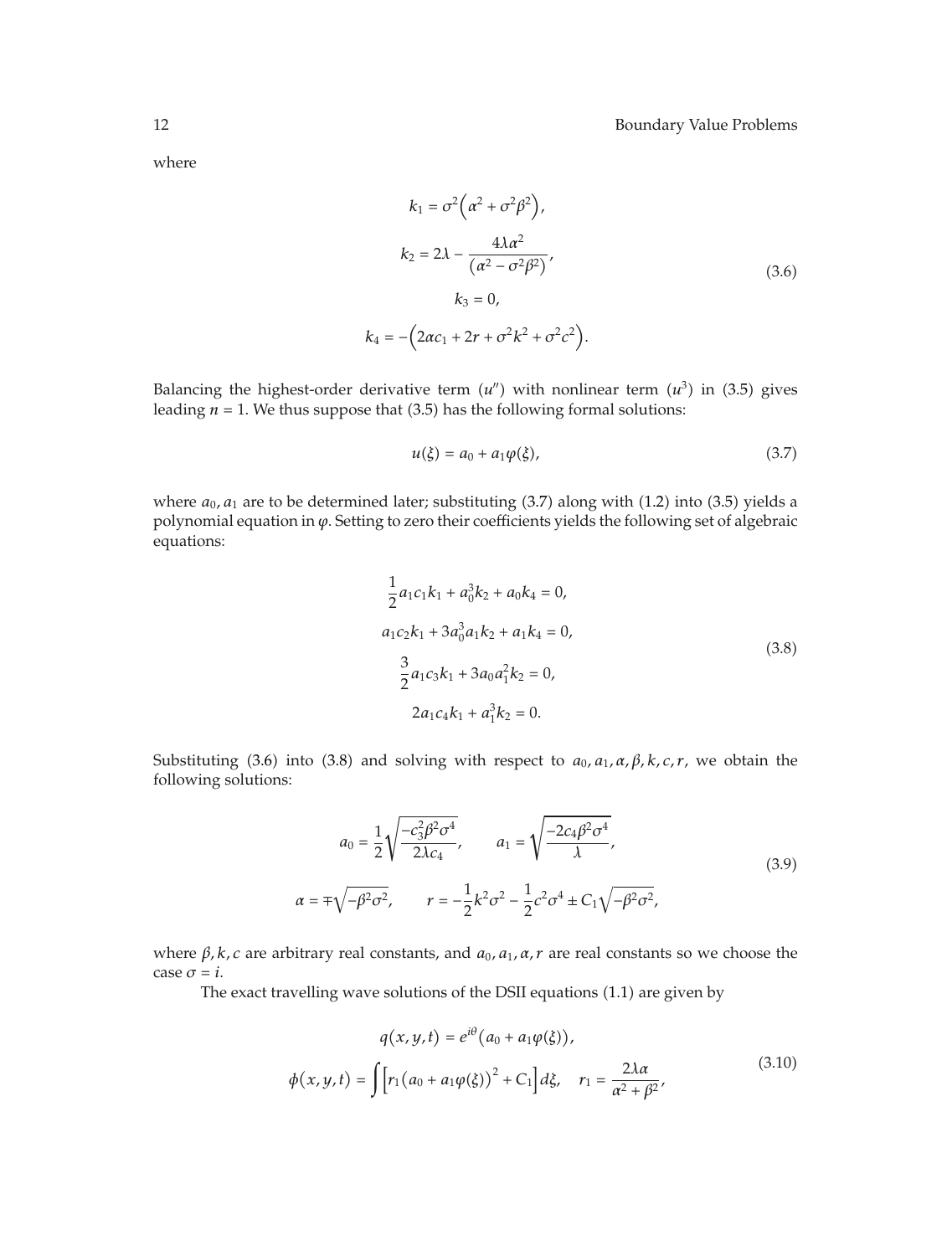where

$$
\begin{gathered}
k_1 = \sigma^2\left(\alpha^2 + \sigma^2\beta^2\right), \\
k_2 = 2\lambda - \frac{4\lambda\alpha^2}{\left(\alpha^2 - \sigma^2\beta^2\right)}, \\
k_3 = 0, \\
k_4 = -\left(2\alpha c_1 + 2r + \sigma^2 k^2 + \sigma^2 c^2\right).
\end{gathered}
\tag{3.6}
$$

Balancing the highest-order derivative term ($u''$) with nonlinear term ($u^3$) in (3.5) gives leading $n = 1$. We thus suppose that (3.5) has the following formal solutions:

$$
u(\xi) = a_0 + a_1\varphi(\xi), \tag{3.7}
$$

where $a_0, a_1$ are to be determined later; substituting (3.7) along with (1.2) into (3.5) yields a polynomial equation in $\varphi$. Setting to zero their coefficients yields the following set of algebraic equations:

$$
\begin{gathered}
\frac{1}{2}a_1c_1k_1 + a_0^3k_2 + a_0k_4 = 0, \\
a_1c_2k_1 + 3a_0^3a_1k_2 + a_1k_4 = 0, \\
\frac{3}{2}a_1c_3k_1 + 3a_0a_1^2k_2 = 0, \\
2a_1c_4k_1 + a_1^3k_2 = 0.
\end{gathered}
\tag{3.8}
$$

Substituting (3.6) into (3.8) and solving with respect to $a_0, a_1, \alpha, \beta, k, c, r$, we obtain the following solutions:

$$
\begin{gathered}
a_0 = \frac{1}{2}\sqrt{\frac{-c_3^2\beta^2\sigma^4}{2\lambda c_4}}, \qquad a_1 = \sqrt{\frac{-2c_4\beta^2\sigma^4}{\lambda}}, \\
\alpha = \mp\sqrt{-\beta^2\sigma^2}, \qquad r = -\frac{1}{2}k^2\sigma^2 - \frac{1}{2}c^2\sigma^4 \pm C_1\sqrt{-\beta^2\sigma^2},
\end{gathered}
\tag{3.9}
$$

where $\beta, k, c$ are arbitrary real constants, and $a_0, a_1, \alpha, r$ are real constants so we choose the case $\sigma = i$.

The exact travelling wave solutions of the DSII equations (1.1) are given by

$$
\begin{gathered}
q(x, y, t) = e^{i\theta}\left(a_0 + a_1\varphi(\xi)\right), \\
\phi(x, y, t) = \int\left[r_1\left(a_0 + a_1\varphi(\xi)\right)^2 + C_1\right]d\xi, \quad r_1 = \frac{2\lambda\alpha}{\alpha^2 + \beta^2},
\end{gathered}
\tag{3.10}
$$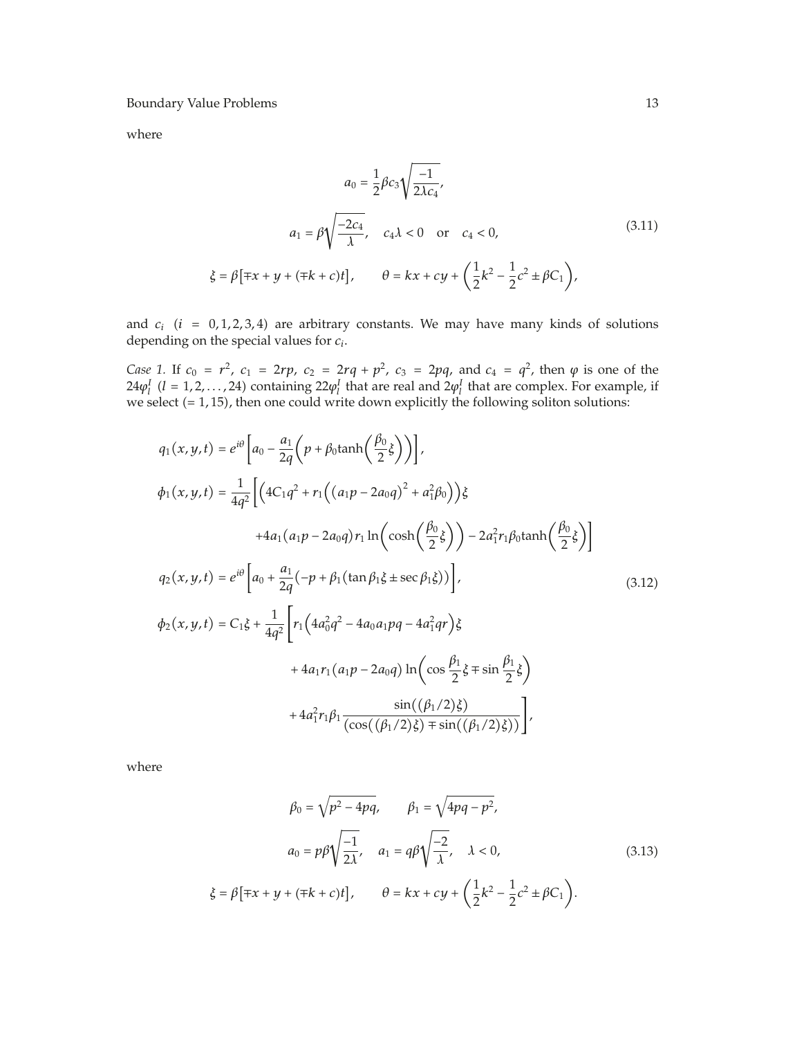where

$$
\begin{gathered}
a_0 = \frac{1}{2}\beta c_3\sqrt{\frac{-1}{2\lambda c_4}}, \\
a_1 = \beta\sqrt{\frac{-2c_4}{\lambda}}, \quad c_4\lambda < 0 \quad \text{or} \quad c_4 < 0, \\
\xi = \beta[\mp x + y + (\mp k + c)t], \qquad \theta = kx + cy + \left(\frac{1}{2}k^2 - \frac{1}{2}c^2 \pm \beta C_1\right),
\end{gathered}
\tag{3.11}
$$

and $c_i$ $(i = 0, 1, 2, 3, 4)$ are arbitrary constants. We may have many kinds of solutions depending on the special values for $c_i$.

*Case 1.* If $c_0 = r^2$, $c_1 = 2rp$, $c_2 = 2rq + p^2$, $c_3 = 2pq$, and $c_4 = q^2$, then $\varphi$ is one of the $24\varphi_l^I$ $(l = 1, 2, \ldots, 24)$ containing $22\varphi_l^I$ that are real and $2\varphi_l^I$ that are complex. For example, if we select $(= 1, 15)$, then one could write down explicitly the following soliton solutions:

$$
\begin{aligned}
q_1(x,y,t) &= e^{i\theta}\left[a_0 - \frac{a_1}{2q}\left(p + \beta_0\tanh\left(\frac{\beta_0}{2}\xi\right)\right)\right], \\
\phi_1(x,y,t) &= \frac{1}{4q^2}\left[\left(4C_1q^2 + r_1\left((a_1p - 2a_0q)^2 + a_1^2\beta_0\right)\right)\xi\right. \\
&\qquad \left. + 4a_1(a_1p - 2a_0q)r_1\ln\left(\cosh\left(\frac{\beta_0}{2}\xi\right)\right) - 2a_1^2r_1\beta_0\tanh\left(\frac{\beta_0}{2}\xi\right)\right] \\
q_2(x,y,t) &= e^{i\theta}\left[a_0 + \frac{a_1}{2q}\left(-p + \beta_1(\tan\beta_1\xi \pm \sec\beta_1\xi)\right)\right], \\
\phi_2(x,y,t) &= C_1\xi + \frac{1}{4q^2}\left[r_1\left(4a_0^2q^2 - 4a_0a_1pq - 4a_1^2qr\right)\xi\right. \\
&\qquad + 4a_1r_1(a_1p - 2a_0q)\ln\left(\cos\frac{\beta_1}{2}\xi \mp \sin\frac{\beta_1}{2}\xi\right) \\
&\qquad \left. + 4a_1^2r_1\beta_1\frac{\sin((\beta_1/2)\xi)}{(\cos((\beta_1/2)\xi) \mp \sin((\beta_1/2)\xi))}\right],
\end{aligned}
\tag{3.12}
$$

where

$$
\begin{gathered}
\beta_0 = \sqrt{p^2 - 4pq}, \qquad \beta_1 = \sqrt{4pq - p^2}, \\
a_0 = p\beta\sqrt{\frac{-1}{2\lambda}}, \quad a_1 = q\beta\sqrt{\frac{-2}{\lambda}}, \quad \lambda < 0, \\
\xi = \beta[\mp x + y + (\mp k + c)t], \qquad \theta = kx + cy + \left(\frac{1}{2}k^2 - \frac{1}{2}c^2 \pm \beta C_1\right).
\end{gathered}
\tag{3.13}
$$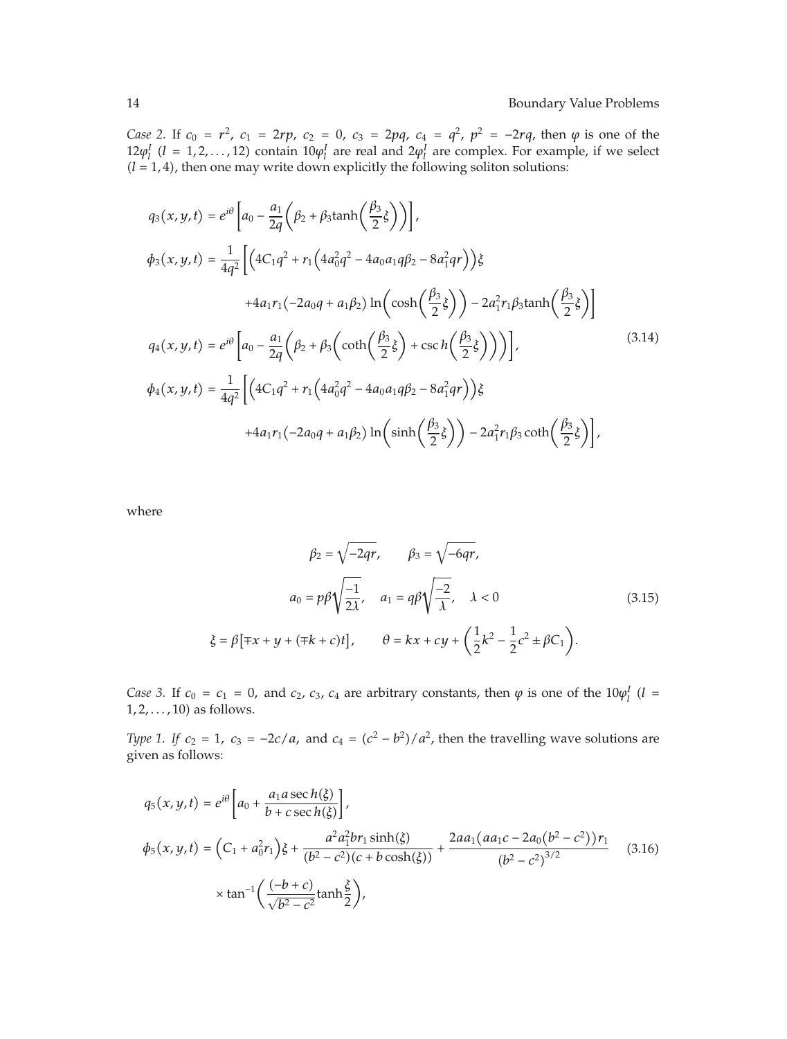*Case 2.* If $c_0 = r^2$, $c_1 = 2rp$, $c_2 = 0$, $c_3 = 2pq$, $c_4 = q^2$, $p^2 = -2rq$, then $\varphi$ is one of the $12\varphi_l^I$ $(l = 1, 2, \ldots, 12)$ contain $10\varphi_l^I$ are real and $2\varphi_l^I$ are complex. For example, if we select $(l = 1, 4)$, then one may write down explicitly the following soliton solutions:

$$
\begin{aligned}
q_3(x,y,t) &= e^{i\theta}\left[a_0 - \frac{a_1}{2q}\left(\beta_2 + \beta_3 \tanh\left(\frac{\beta_3}{2}\xi\right)\right)\right],\\
\phi_3(x,y,t) &= \frac{1}{4q^2}\left[\left(4C_1q^2 + r_1\left(4a_0^2q^2 - 4a_0a_1q\beta_2 - 8a_1^2qr\right)\right)\xi\right.\\
&\qquad \left. +4a_1r_1(-2a_0q + a_1\beta_2)\ln\left(\cosh\left(\frac{\beta_3}{2}\xi\right)\right) - 2a_1^2r_1\beta_3\tanh\left(\frac{\beta_3}{2}\xi\right)\right]\\
q_4(x,y,t) &= e^{i\theta}\left[a_0 - \frac{a_1}{2q}\left(\beta_2 + \beta_3\left(\coth\left(\frac{\beta_3}{2}\xi\right) + \operatorname{csc}h\left(\frac{\beta_3}{2}\xi\right)\right)\right)\right],\\
\phi_4(x,y,t) &= \frac{1}{4q^2}\left[\left(4C_1q^2 + r_1\left(4a_0^2q^2 - 4a_0a_1q\beta_2 - 8a_1^2qr\right)\right)\xi\right.\\
&\qquad \left. +4a_1r_1(-2a_0q + a_1\beta_2)\ln\left(\sinh\left(\frac{\beta_3}{2}\xi\right)\right) - 2a_1^2r_1\beta_3\coth\left(\frac{\beta_3}{2}\xi\right)\right],
\end{aligned}
\tag{3.14}
$$

where

$$
\begin{gathered}
\beta_2 = \sqrt{-2qr}, \qquad \beta_3 = \sqrt{-6qr},\\
a_0 = p\beta\sqrt{\frac{-1}{2\lambda}}, \quad a_1 = q\beta\sqrt{\frac{-2}{\lambda}}, \quad \lambda < 0\\
\xi = \beta[\mp x + y + (\mp k + c)t], \qquad \theta = kx + cy + \left(\frac{1}{2}k^2 - \frac{1}{2}c^2 \pm \beta C_1\right).
\end{gathered}
\tag{3.15}
$$

*Case 3.* If $c_0 = c_1 = 0$, and $c_2$, $c_3$, $c_4$ are arbitrary constants, then $\varphi$ is one of the $10\varphi_l^I$ $(l = 1, 2, \ldots, 10)$ as follows.

*Type 1. If $c_2 = 1$, $c_3 = -2c/a$, and $c_4 = (c^2 - b^2)/a^2$, then the travelling wave solutions are given as follows:*

$$
\begin{aligned}
q_5(x,y,t) &= e^{i\theta}\left[a_0 + \frac{a_1 a \operatorname{sec}h(\xi)}{b + c\operatorname{sec}h(\xi)}\right],\\
\phi_5(x,y,t) &= \left(C_1 + a_0^2r_1\right)\xi + \frac{a^2a_1^2br_1\sinh(\xi)}{(b^2-c^2)(c + b\cosh(\xi))} + \frac{2aa_1\left(aa_1c - 2a_0\left(b^2-c^2\right)\right)r_1}{\left(b^2-c^2\right)^{3/2}}\\
&\quad \times \tan^{-1}\left(\frac{(-b+c)}{\sqrt{b^2-c^2}}\tanh\frac{\xi}{2}\right),
\end{aligned}
\tag{3.16}
$$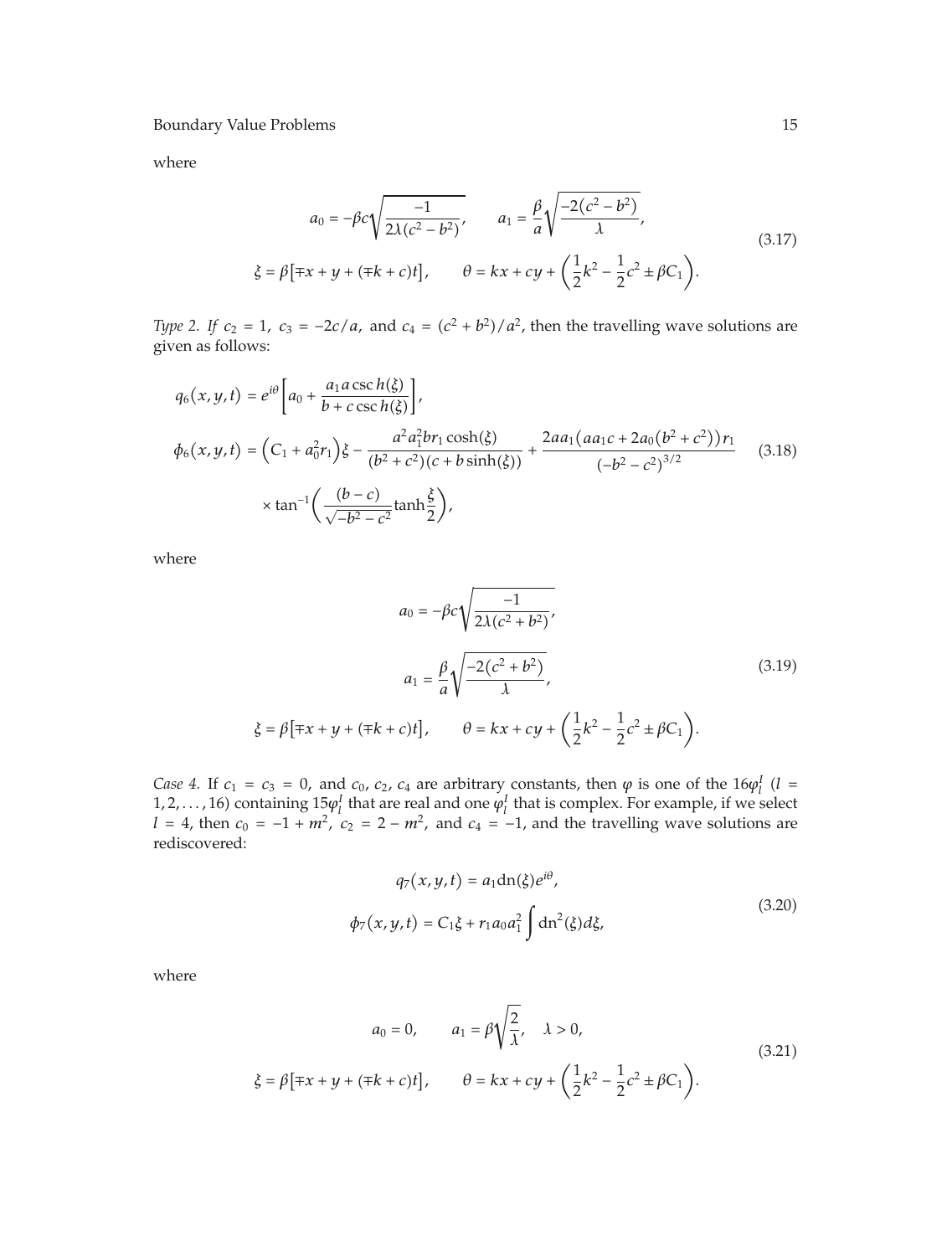where

$$
a_0 = -\beta c\sqrt{\frac{-1}{2\lambda(c^2 - b^2)}}, \qquad a_1 = \frac{\beta}{a}\sqrt{\frac{-2(c^2 - b^2)}{\lambda}},
$$
$$
\xi = \beta[\mp x + y + (\mp k + c)t], \qquad \theta = kx + cy + \left(\frac{1}{2}k^2 - \frac{1}{2}c^2 \pm \beta C_1\right). \tag{3.17}
$$

*Type 2.* If $c_2 = 1$, $c_3 = -2c/a$, and $c_4 = (c^2 + b^2)/a^2$, then the travelling wave solutions are given as follows:

$$
q_6(x, y, t) = e^{i\theta}\left[a_0 + \frac{a_1 a \operatorname{csc} h(\xi)}{b + c \operatorname{csc} h(\xi)}\right],
$$
$$
\phi_6(x, y, t) = \left(C_1 + a_0^2 r_1\right)\xi - \frac{a^2 a_1^2 b r_1 \cosh(\xi)}{(b^2 + c^2)(c + b\sinh(\xi))} + \frac{2aa_1\left(aa_1 c + 2a_0\left(b^2 + c^2\right)\right)r_1}{\left(-b^2 - c^2\right)^{3/2}}
$$
$$
\times \tan^{-1}\left(\frac{(b - c)}{\sqrt{-b^2 - c^2}}\tanh\frac{\xi}{2}\right), \tag{3.18}
$$

where

$$
a_0 = -\beta c\sqrt{\frac{-1}{2\lambda(c^2 + b^2)}},
$$
$$
a_1 = \frac{\beta}{a}\sqrt{\frac{-2(c^2 + b^2)}{\lambda}},
$$
$$
\xi = \beta[\mp x + y + (\mp k + c)t], \qquad \theta = kx + cy + \left(\frac{1}{2}k^2 - \frac{1}{2}c^2 \pm \beta C_1\right). \tag{3.19}
$$

*Case 4.* If $c_1 = c_3 = 0$, and $c_0$, $c_2$, $c_4$ are arbitrary constants, then $\varphi$ is one of the $16\varphi_l^I$ ($l = 1, 2, \ldots, 16$) containing $15\varphi_l^I$ that are real and one $\varphi_l^I$ that is complex. For example, if we select $l = 4$, then $c_0 = -1 + m^2$, $c_2 = 2 - m^2$, and $c_4 = -1$, and the travelling wave solutions are rediscovered:

$$
q_7(x, y, t) = a_1 \operatorname{dn}(\xi) e^{i\theta},
$$
$$
\phi_7(x, y, t) = C_1\xi + r_1 a_0 a_1^2 \int \operatorname{dn}^2(\xi)d\xi, \tag{3.20}
$$

where

$$
a_0 = 0, \qquad a_1 = \beta\sqrt{\frac{2}{\lambda}}, \quad \lambda > 0,
$$
$$
\xi = \beta[\mp x + y + (\mp k + c)t], \qquad \theta = kx + cy + \left(\frac{1}{2}k^2 - \frac{1}{2}c^2 \pm \beta C_1\right). \tag{3.21}
$$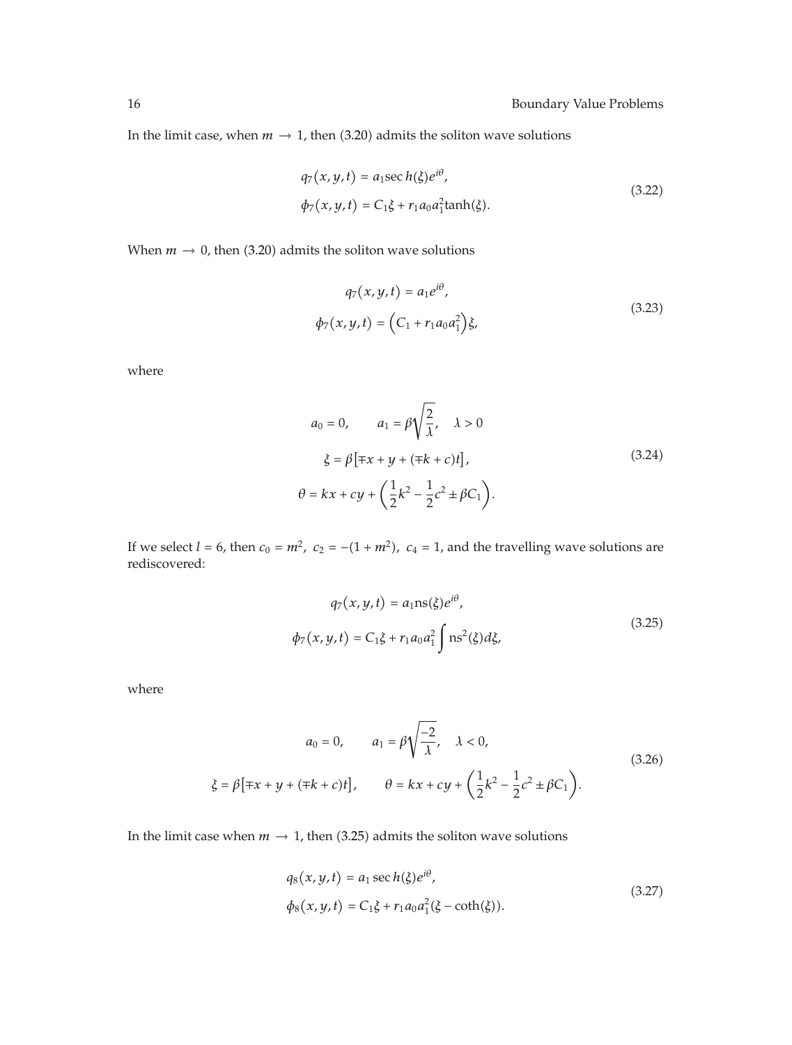In the limit case, when $m \to 1$, then (3.20) admits the soliton wave solutions

$$
\begin{aligned}
q_7(x,y,t) &= a_1 \operatorname{sec}h(\xi) e^{i\theta}, \\
\phi_7(x,y,t) &= C_1\xi + r_1 a_0 a_1^2 \tanh(\xi).
\end{aligned}
\tag{3.22}
$$

When $m \to 0$, then (3.20) admits the soliton wave solutions

$$
\begin{aligned}
q_7(x,y,t) &= a_1 e^{i\theta}, \\
\phi_7(x,y,t) &= \left(C_1 + r_1 a_0 a_1^2\right)\xi,
\end{aligned}
\tag{3.23}
$$

where

$$
\begin{gathered}
a_0 = 0, \qquad a_1 = \beta\sqrt{\frac{2}{\lambda}}, \quad \lambda > 0 \\
\xi = \beta\left[\mp x + y + (\mp k + c)t\right], \\
\theta = kx + cy + \left(\frac{1}{2}k^2 - \frac{1}{2}c^2 \pm \beta C_1\right).
\end{gathered}
\tag{3.24}
$$

If we select $l = 6$, then $c_0 = m^2,\ c_2 = -(1+m^2),\ c_4 = 1$, and the travelling wave solutions are rediscovered:

$$
\begin{aligned}
q_7(x,y,t) &= a_1 \operatorname{ns}(\xi) e^{i\theta}, \\
\phi_7(x,y,t) &= C_1\xi + r_1 a_0 a_1^2 \int \operatorname{ns}^2(\xi)\, d\xi,
\end{aligned}
\tag{3.25}
$$

where

$$
\begin{gathered}
a_0 = 0, \qquad a_1 = \beta\sqrt{\frac{-2}{\lambda}}, \quad \lambda < 0, \\
\xi = \beta\left[\mp x + y + (\mp k + c)t\right], \qquad \theta = kx + cy + \left(\frac{1}{2}k^2 - \frac{1}{2}c^2 \pm \beta C_1\right).
\end{gathered}
\tag{3.26}
$$

In the limit case when $m \to 1$, then (3.25) admits the soliton wave solutions

$$
\begin{aligned}
q_8(x,y,t) &= a_1 \operatorname{sec}h(\xi) e^{i\theta}, \\
\phi_8(x,y,t) &= C_1\xi + r_1 a_0 a_1^2 (\xi - \coth(\xi)).
\end{aligned}
\tag{3.27}
$$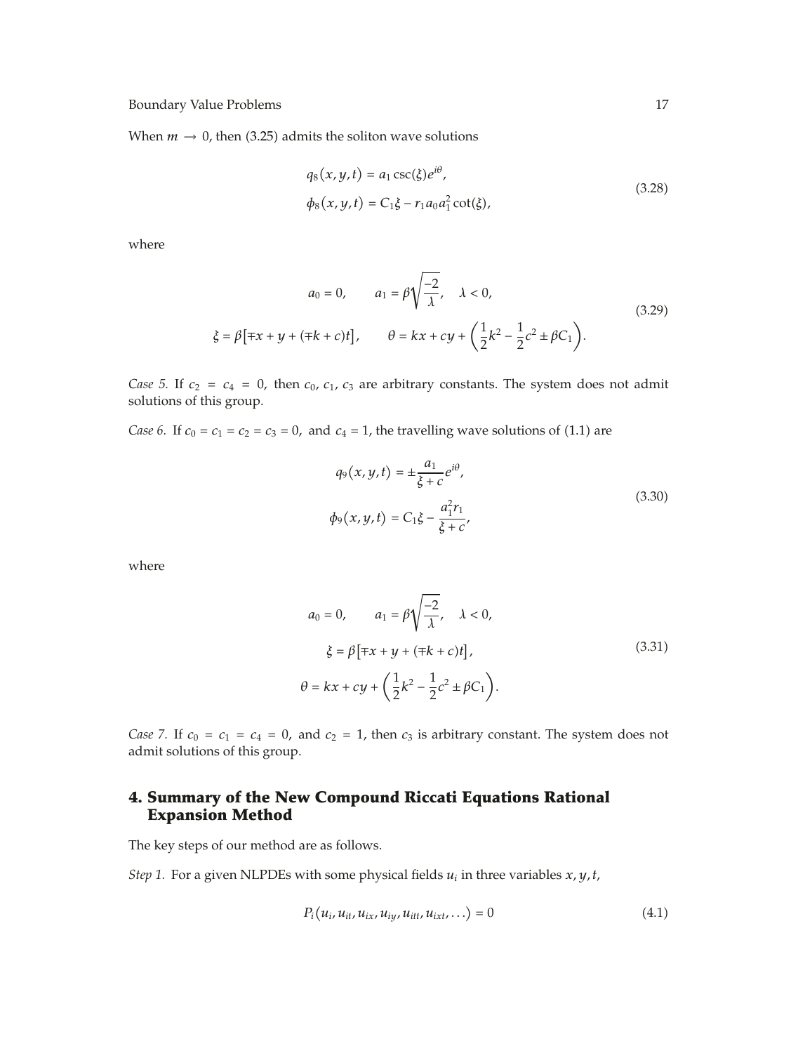When $m \to 0$, then (3.25) admits the soliton wave solutions

$$
\begin{aligned}
q_8(x, y, t) &= a_1 \csc(\xi) e^{i\theta}, \\
\phi_8(x, y, t) &= C_1 \xi - r_1 a_0 a_1^2 \cot(\xi),
\end{aligned}
\tag{3.28}
$$

where

$$
\begin{aligned}
&a_0 = 0, \qquad a_1 = \beta \sqrt{\frac{-2}{\lambda}}, \quad \lambda < 0, \\
&\xi = \beta[\mp x + y + (\mp k + c)t], \qquad \theta = kx + cy + \left(\frac{1}{2}k^2 - \frac{1}{2}c^2 \pm \beta C_1\right).
\end{aligned}
\tag{3.29}
$$

*Case 5.* If $c_2 = c_4 = 0$, then $c_0$, $c_1$, $c_3$ are arbitrary constants. The system does not admit solutions of this group.

*Case 6.* If $c_0 = c_1 = c_2 = c_3 = 0$, and $c_4 = 1$, the travelling wave solutions of (1.1) are

$$
\begin{aligned}
q_9(x, y, t) &= \pm \frac{a_1}{\xi + c} e^{i\theta}, \\
\phi_9(x, y, t) &= C_1 \xi - \frac{a_1^2 r_1}{\xi + c},
\end{aligned}
\tag{3.30}
$$

where

$$
\begin{aligned}
&a_0 = 0, \qquad a_1 = \beta \sqrt{\frac{-2}{\lambda}}, \quad \lambda < 0, \\
&\xi = \beta[\mp x + y + (\mp k + c)t], \\
&\theta = kx + cy + \left(\frac{1}{2}k^2 - \frac{1}{2}c^2 \pm \beta C_1\right).
\end{aligned}
\tag{3.31}
$$

*Case 7.* If $c_0 = c_1 = c_4 = 0$, and $c_2 = 1$, then $c_3$ is arbitrary constant. The system does not admit solutions of this group.

## 4. Summary of the New Compound Riccati Equations Rational Expansion Method

The key steps of our method are as follows.

*Step 1.* For a given NLPDEs with some physical fields $u_i$ in three variables $x, y, t$,

$$
P_i(u_i, u_{it}, u_{ix}, u_{iy}, u_{itt}, u_{ixt}, \ldots) = 0
\tag{4.1}
$$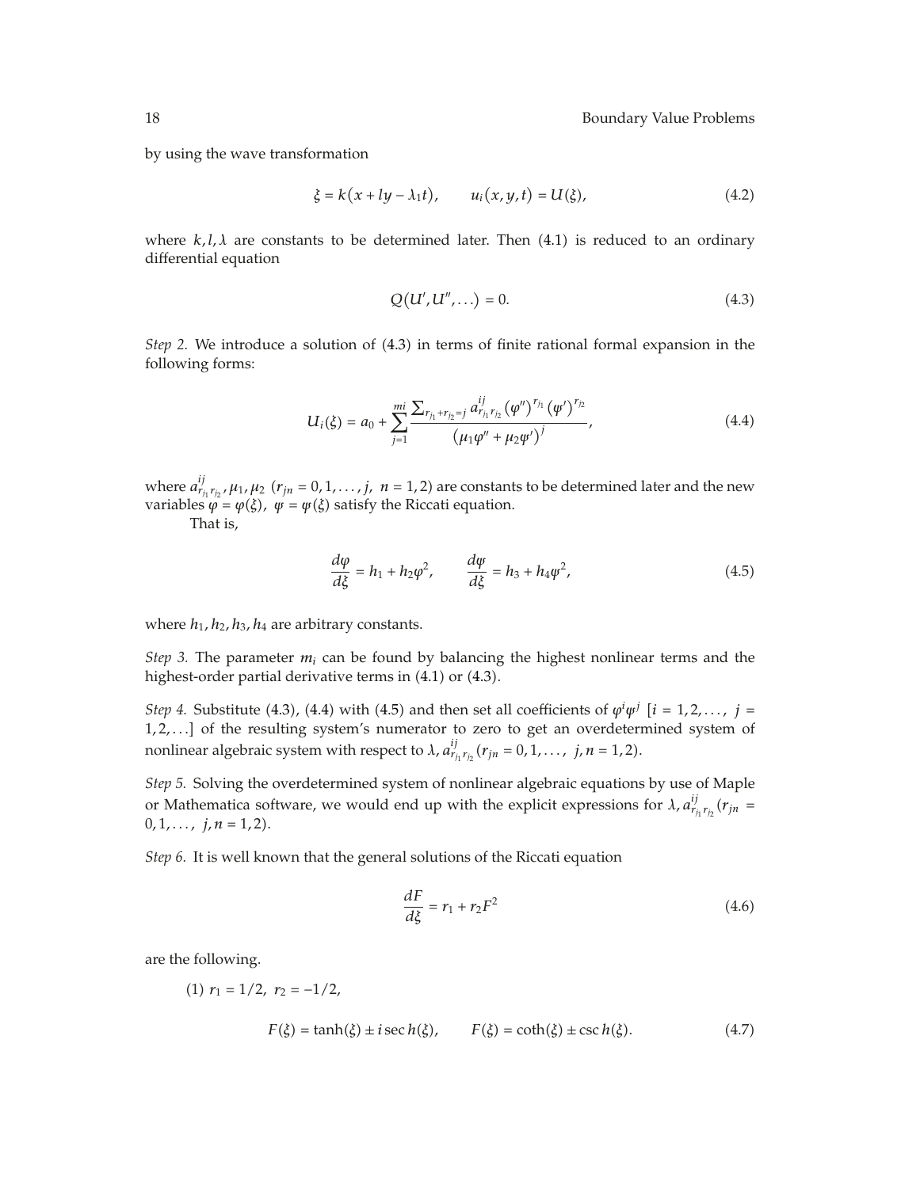by using the wave transformation

$$\xi = k(x + ly - \lambda_1 t), \qquad u_i(x, y, t) = U(\xi), \tag{4.2}$$

where $k, l, \lambda$ are constants to be determined later. Then (4.1) is reduced to an ordinary differential equation

$$Q(U', U'', \ldots) = 0. \tag{4.3}$$

*Step 2.* We introduce a solution of (4.3) in terms of finite rational formal expansion in the following forms:

$$U_i(\xi) = a_0 + \sum_{j=1}^{mi} \frac{\sum_{r_{j_1}+r_{j_2}=j} a^{ij}_{r_{j_1} r_{j_2}} (\varphi'')^{r_{j_1}} (\psi')^{r_{j_2}}}{(\mu_1 \varphi'' + \mu_2 \psi')^j}, \tag{4.4}$$

where $a^{ij}_{r_{j_1} r_{j_2}}, \mu_1, \mu_2$ $(r_{jn} = 0, 1, \ldots, j,\ n = 1, 2)$ are constants to be determined later and the new variables $\varphi = \varphi(\xi),\ \psi = \psi(\xi)$ satisfy the Riccati equation.

That is,

$$\frac{d\varphi}{d\xi} = h_1 + h_2 \varphi^2, \qquad \frac{d\psi}{d\xi} = h_3 + h_4 \psi^2, \tag{4.5}$$

where $h_1, h_2, h_3, h_4$ are arbitrary constants.

*Step 3.* The parameter $m_i$ can be found by balancing the highest nonlinear terms and the highest-order partial derivative terms in (4.1) or (4.3).

*Step 4.* Substitute (4.3), (4.4) with (4.5) and then set all coefficients of $\varphi^i \psi^j$ $[i = 1, 2, \ldots,\ j = 1, 2, \ldots]$ of the resulting system's numerator to zero to get an overdetermined system of nonlinear algebraic system with respect to $\lambda, a^{ij}_{r_{j_1} r_{j_2}} (r_{jn} = 0, 1, \ldots,\ j, n = 1, 2)$.

*Step 5.* Solving the overdetermined system of nonlinear algebraic equations by use of Maple or Mathematica software, we would end up with the explicit expressions for $\lambda, a^{ij}_{r_{j_1} r_{j_2}} (r_{jn} = 0, 1, \ldots,\ j, n = 1, 2)$.

*Step 6.* It is well known that the general solutions of the Riccati equation

$$\frac{dF}{d\xi} = r_1 + r_2 F^2 \tag{4.6}$$

are the following.

(1) $r_1 = 1/2,\ r_2 = -1/2$,

$$F(\xi) = \tanh(\xi) \pm i \operatorname{sec}h(\xi), \qquad F(\xi) = \coth(\xi) \pm \operatorname{csc}h(\xi). \tag{4.7}$$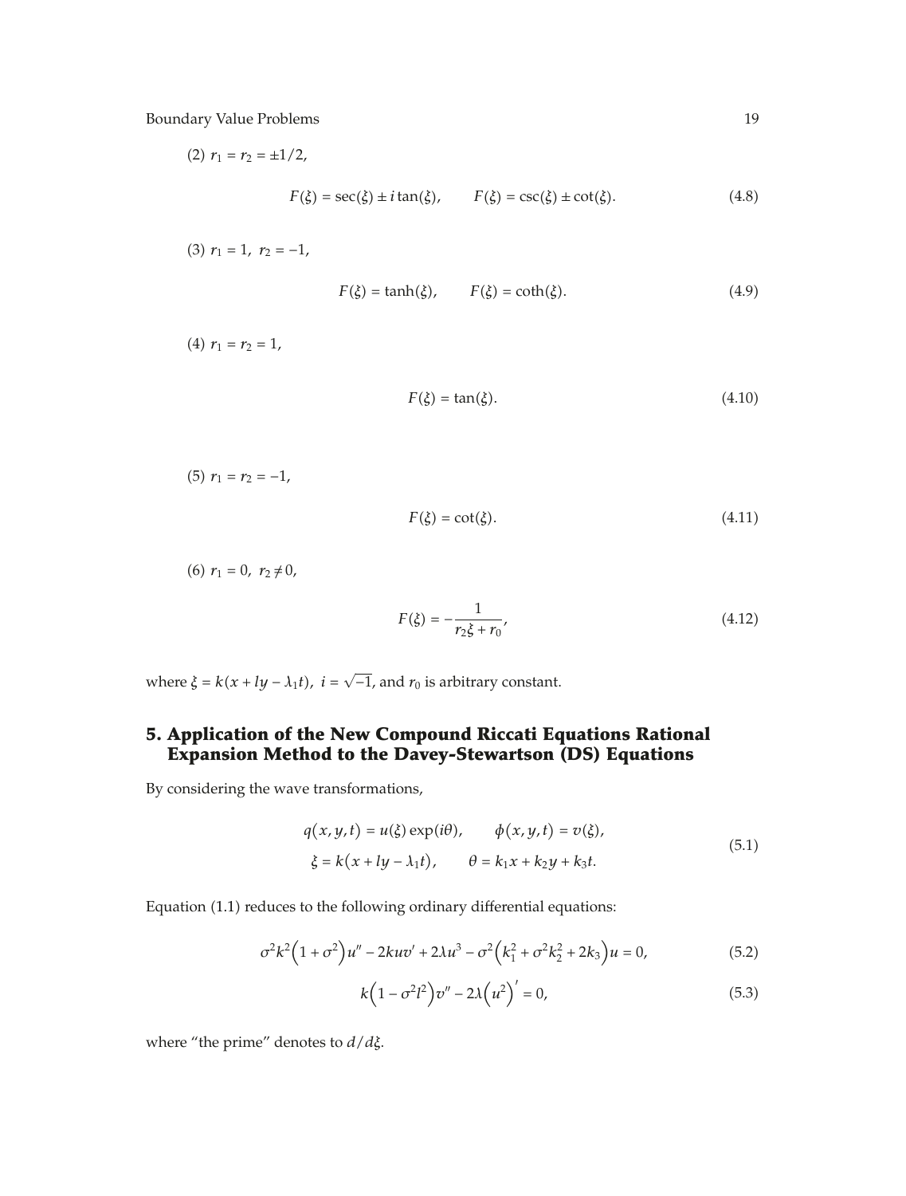(2) $r_1 = r_2 = \pm 1/2$,

$$F(\xi) = \sec(\xi) \pm i\tan(\xi), \qquad F(\xi) = \csc(\xi) \pm \cot(\xi). \tag{4.8}$$

(3) $r_1 = 1,\ r_2 = -1$,

$$F(\xi) = \tanh(\xi), \qquad F(\xi) = \coth(\xi). \tag{4.9}$$

(4) $r_1 = r_2 = 1$,

$$F(\xi) = \tan(\xi). \tag{4.10}$$

(5) $r_1 = r_2 = -1$,

$$F(\xi) = \cot(\xi). \tag{4.11}$$

(6) $r_1 = 0,\ r_2 \neq 0$,

$$F(\xi) = -\frac{1}{r_2\xi + r_0}, \tag{4.12}$$

where $\xi = k(x + ly - \lambda_1 t)$, $i = \sqrt{-1}$, and $r_0$ is arbitrary constant.

## 5. Application of the New Compound Riccati Equations Rational Expansion Method to the Davey-Stewartson (DS) Equations

By considering the wave transformations,

$$\begin{aligned} q(x,y,t) &= u(\xi)\exp(i\theta), \qquad \phi(x,y,t) = v(\xi), \\ \xi &= k(x + ly - \lambda_1 t), \qquad \theta = k_1 x + k_2 y + k_3 t. \end{aligned} \tag{5.1}$$

Equation (1.1) reduces to the following ordinary differential equations:

$$\sigma^2 k^2\left(1+\sigma^2\right)u'' - 2kuv' + 2\lambda u^3 - \sigma^2\left(k_1^2 + \sigma^2 k_2^2 + 2k_3\right)u = 0, \tag{5.2}$$

$$k\left(1 - \sigma^2 l^2\right)v'' - 2\lambda\left(u^2\right)' = 0, \tag{5.3}$$

where "the prime" denotes to $d/d\xi$.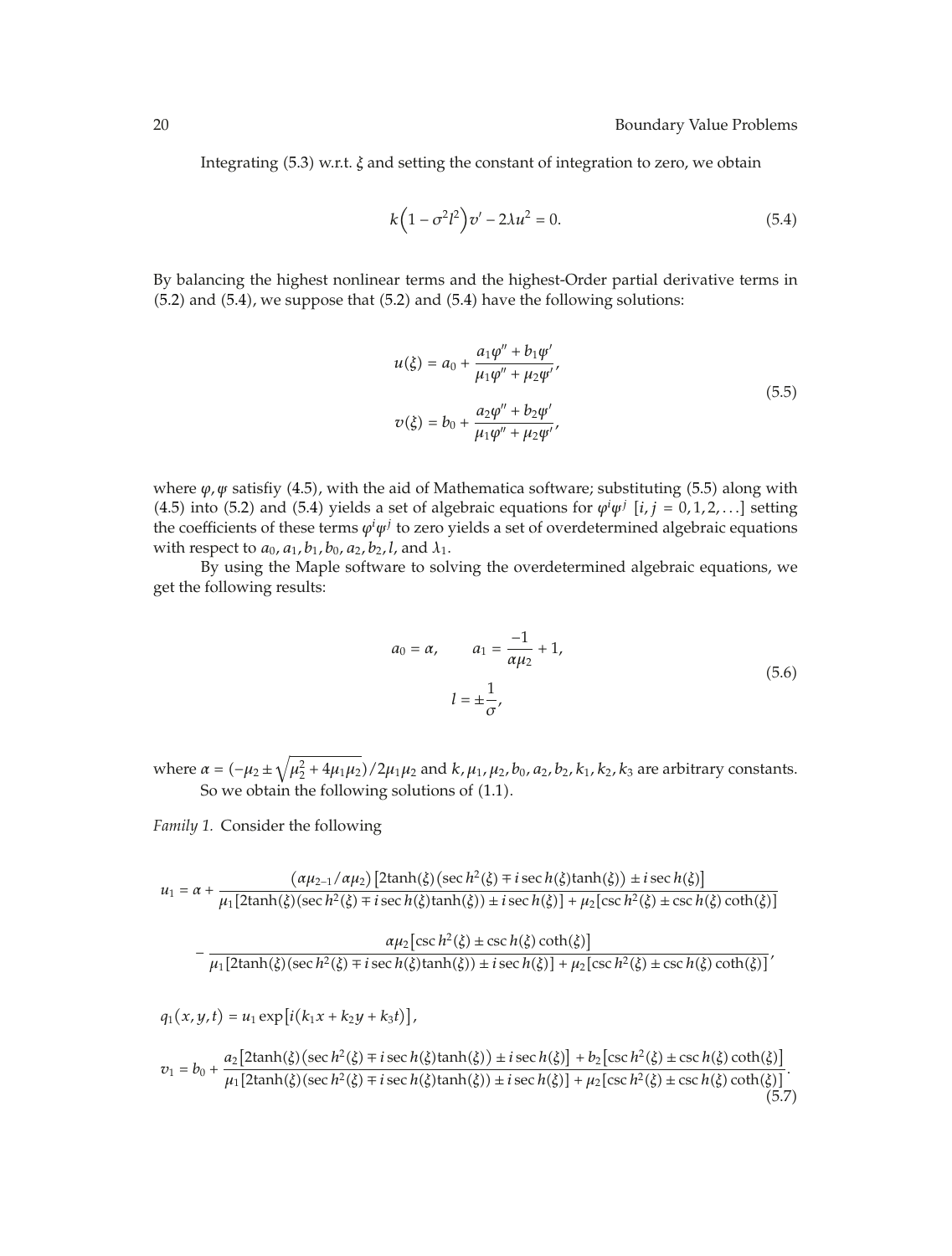Integrating (5.3) w.r.t. $\xi$ and setting the constant of integration to zero, we obtain

$$k\left(1-\sigma^2 l^2\right)v' - 2\lambda u^2 = 0. \tag{5.4}$$

By balancing the highest nonlinear terms and the highest-Order partial derivative terms in (5.2) and (5.4), we suppose that (5.2) and (5.4) have the following solutions:

$$\begin{aligned} u(\xi) &= a_0 + \frac{a_1\varphi'' + b_1\psi'}{\mu_1\varphi'' + \mu_2\psi'}, \\ v(\xi) &= b_0 + \frac{a_2\varphi'' + b_2\psi'}{\mu_1\varphi'' + \mu_2\psi'}, \end{aligned} \tag{5.5}$$

where $\varphi, \psi$ satisfiy (4.5), with the aid of Mathematica software; substituting (5.5) along with (4.5) into (5.2) and (5.4) yields a set of algebraic equations for $\varphi^i\psi^j$ $[i, j = 0, 1, 2, \ldots]$ setting the coefficients of these terms $\varphi^i\psi^j$ to zero yields a set of overdetermined algebraic equations with respect to $a_0, a_1, b_1, b_0, a_2, b_2, l$, and $\lambda_1$.

By using the Maple software to solving the overdetermined algebraic equations, we get the following results:

$$\begin{aligned} a_0 = \alpha, \qquad a_1 &= \frac{-1}{\alpha\mu_2} + 1, \\ l &= \pm\frac{1}{\sigma}, \end{aligned} \tag{5.6}$$

where $\alpha = (-\mu_2 \pm \sqrt{\mu_2^2 + 4\mu_1\mu_2})/2\mu_1\mu_2$ and $k, \mu_1, \mu_2, b_0, a_2, b_2, k_1, k_2, k_3$ are arbitrary constants.

So we obtain the following solutions of (1.1).

*Family 1.* Consider the following

$$\begin{aligned} u_1 = \alpha &+ \frac{(\alpha\mu_{2-1}/\alpha\mu_2)\left[2\tanh(\xi)\left(\sec h^2(\xi) \mp i\sec h(\xi)\tanh(\xi)\right) \pm i\sec h(\xi)\right]}{\mu_1[2\tanh(\xi)(\sec h^2(\xi) \mp i\sec h(\xi)\tanh(\xi)) \pm i\sec h(\xi)] + \mu_2[\csc h^2(\xi) \pm \csc h(\xi)\coth(\xi)]} \\ &- \frac{\alpha\mu_2\left[\csc h^2(\xi) \pm \csc h(\xi)\coth(\xi)\right]}{\mu_1[2\tanh(\xi)(\sec h^2(\xi) \mp i\sec h(\xi)\tanh(\xi)) \pm i\sec h(\xi)] + \mu_2[\csc h^2(\xi) \pm \csc h(\xi)\coth(\xi)]}, \\ q_1(x,y,t) &= u_1\exp\left[i(k_1x + k_2y + k_3t)\right], \\ v_1 = b_0 &+ \frac{a_2\left[2\tanh(\xi)\left(\sec h^2(\xi) \mp i\sec h(\xi)\tanh(\xi)\right) \pm i\sec h(\xi)\right] + b_2\left[\csc h^2(\xi) \pm \csc h(\xi)\coth(\xi)\right]}{\mu_1[2\tanh(\xi)(\sec h^2(\xi) \mp i\sec h(\xi)\tanh(\xi)) \pm i\sec h(\xi)] + \mu_2[\csc h^2(\xi) \pm \csc h(\xi)\coth(\xi)]}. \end{aligned} \tag{5.7}$$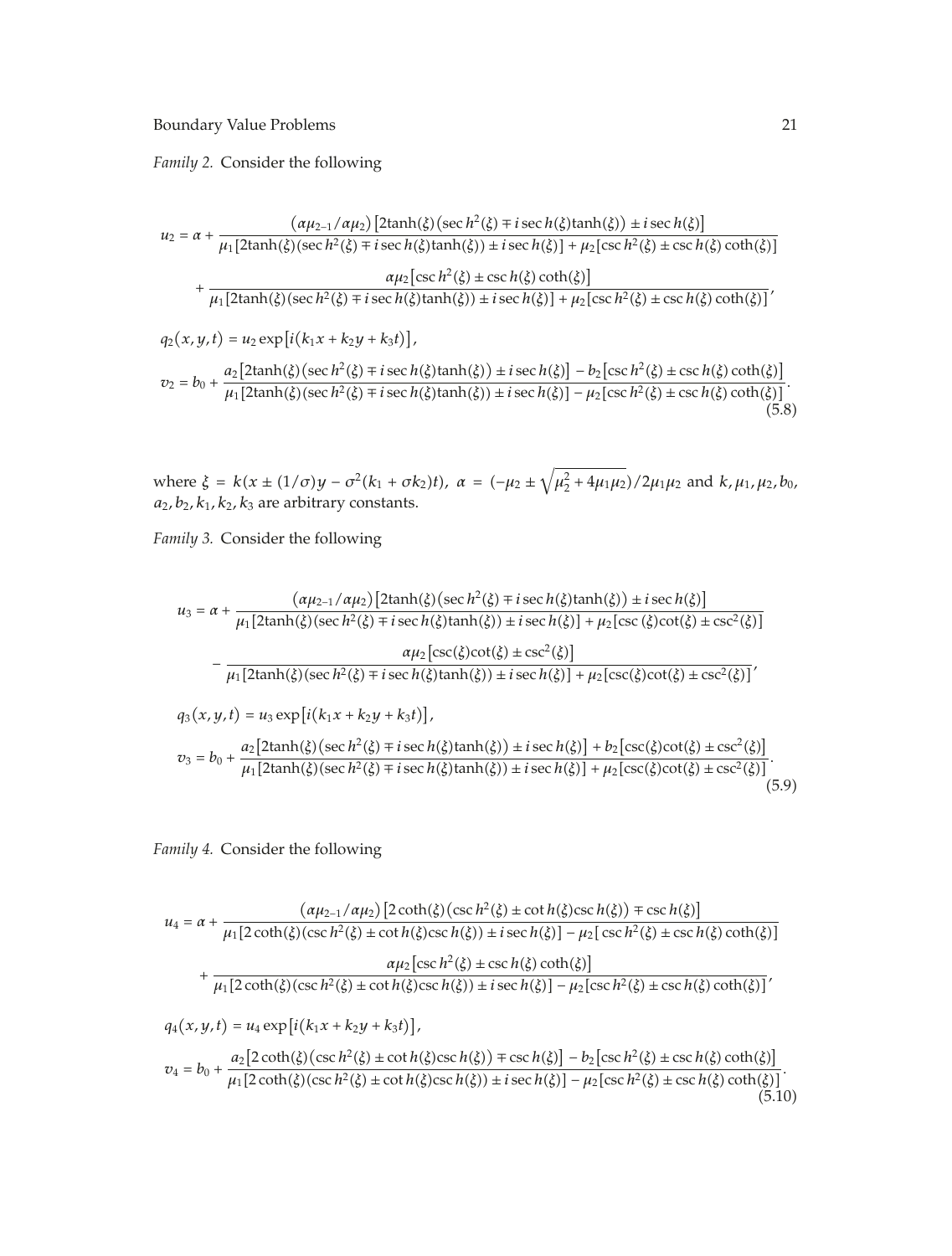*Family 2.* Consider the following

$$
\begin{aligned}
u_2 &= \alpha + \frac{(\alpha\mu_{2-1}/\alpha\mu_2)\left[2\tanh(\xi)\left(\sec h^2(\xi) \mp i \sec h(\xi)\tanh(\xi)\right) \pm i \sec h(\xi)\right]}{\mu_1[2\tanh(\xi)(\sec h^2(\xi) \mp i \sec h(\xi)\tanh(\xi)) \pm i \sec h(\xi)] + \mu_2[\csc h^2(\xi) \pm \csc h(\xi)\coth(\xi)]} \\
&\quad + \frac{\alpha\mu_2\left[\csc h^2(\xi) \pm \csc h(\xi)\coth(\xi)\right]}{\mu_1[2\tanh(\xi)(\sec h^2(\xi) \mp i \sec h(\xi)\tanh(\xi)) \pm i \sec h(\xi)] + \mu_2[\csc h^2(\xi) \pm \csc h(\xi)\coth(\xi)]}, \\
q_2(x,y,t) &= u_2 \exp\left[i(k_1 x + k_2 y + k_3 t)\right], \\
v_2 &= b_0 + \frac{a_2\left[2\tanh(\xi)\left(\sec h^2(\xi) \mp i \sec h(\xi)\tanh(\xi)\right) \pm i \sec h(\xi)\right] - b_2\left[\csc h^2(\xi) \pm \csc h(\xi)\coth(\xi)\right]}{\mu_1[2\tanh(\xi)(\sec h^2(\xi) \mp i \sec h(\xi)\tanh(\xi)) \pm i \sec h(\xi)] - \mu_2[\csc h^2(\xi) \pm \csc h(\xi)\coth(\xi)]}.
\end{aligned} \tag{5.8}
$$

where $\xi = k(x \pm (1/\sigma)y - \sigma^2(k_1 + \sigma k_2)t)$, $\alpha = (-\mu_2 \pm \sqrt{\mu_2^2 + 4\mu_1\mu_2})/2\mu_1\mu_2$ and $k, \mu_1, \mu_2, b_0, a_2, b_2, k_1, k_2, k_3$ are arbitrary constants.

*Family 3.* Consider the following

$$
\begin{aligned}
u_3 &= \alpha + \frac{(\alpha\mu_{2-1}/\alpha\mu_2)\left[2\tanh(\xi)\left(\sec h^2(\xi) \mp i \sec h(\xi)\tanh(\xi)\right) \pm i \sec h(\xi)\right]}{\mu_1[2\tanh(\xi)(\sec h^2(\xi) \mp i \sec h(\xi)\tanh(\xi)) \pm i \sec h(\xi)] + \mu_2[\csc(\xi)\cot(\xi) \pm \csc^2(\xi)]} \\
&\quad - \frac{\alpha\mu_2\left[\csc(\xi)\cot(\xi) \pm \csc^2(\xi)\right]}{\mu_1[2\tanh(\xi)(\sec h^2(\xi) \mp i \sec h(\xi)\tanh(\xi)) \pm i \sec h(\xi)] + \mu_2[\csc(\xi)\cot(\xi) \pm \csc^2(\xi)]}, \\
q_3(x,y,t) &= u_3 \exp\left[i(k_1 x + k_2 y + k_3 t)\right], \\
v_3 &= b_0 + \frac{a_2\left[2\tanh(\xi)\left(\sec h^2(\xi) \mp i \sec h(\xi)\tanh(\xi)\right) \pm i \sec h(\xi)\right] + b_2\left[\csc(\xi)\cot(\xi) \pm \csc^2(\xi)\right]}{\mu_1[2\tanh(\xi)(\sec h^2(\xi) \mp i \sec h(\xi)\tanh(\xi)) \pm i \sec h(\xi)] + \mu_2[\csc(\xi)\cot(\xi) \pm \csc^2(\xi)]}.
\end{aligned} \tag{5.9}
$$

*Family 4.* Consider the following

$$
\begin{aligned}
u_4 &= \alpha + \frac{(\alpha\mu_{2-1}/\alpha\mu_2)\left[2\coth(\xi)\left(\csc h^2(\xi) \pm \cot h(\xi)\csc h(\xi)\right) \mp \csc h(\xi)\right]}{\mu_1[2\coth(\xi)(\csc h^2(\xi) \pm \cot h(\xi)\csc h(\xi)) \pm i \sec h(\xi)] - \mu_2[\csc h^2(\xi) \pm \csc h(\xi)\coth(\xi)]} \\
&\quad + \frac{\alpha\mu_2\left[\csc h^2(\xi) \pm \csc h(\xi)\coth(\xi)\right]}{\mu_1[2\coth(\xi)(\csc h^2(\xi) \pm \cot h(\xi)\csc h(\xi)) \pm i \sec h(\xi)] - \mu_2[\csc h^2(\xi) \pm \csc h(\xi)\coth(\xi)]}, \\
q_4(x,y,t) &= u_4 \exp\left[i(k_1 x + k_2 y + k_3 t)\right], \\
v_4 &= b_0 + \frac{a_2\left[2\coth(\xi)\left(\csc h^2(\xi) \pm \cot h(\xi)\csc h(\xi)\right) \mp \csc h(\xi)\right] - b_2\left[\csc h^2(\xi) \pm \csc h(\xi)\coth(\xi)\right]}{\mu_1[2\coth(\xi)(\csc h^2(\xi) \pm \cot h(\xi)\csc h(\xi)) \pm i \sec h(\xi)] - \mu_2[\csc h^2(\xi) \pm \csc h(\xi)\coth(\xi)]}.
\end{aligned} \tag{5.10}
$$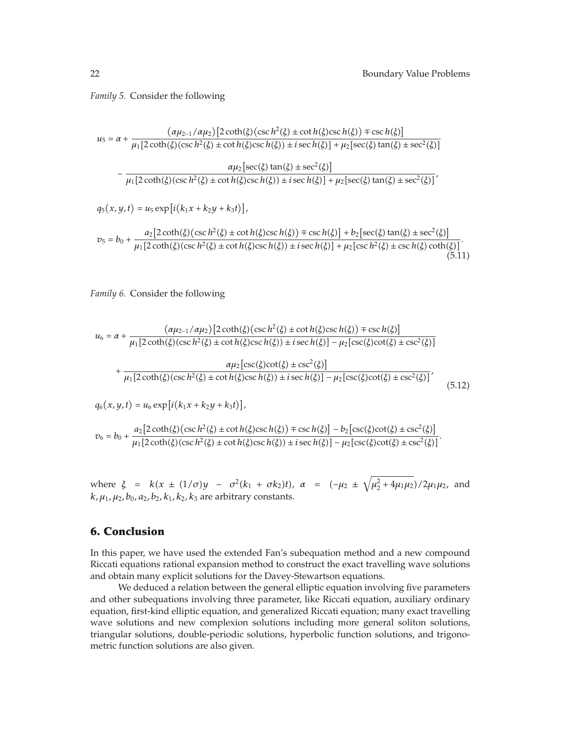*Family 5.* Consider the following

$$u_5 = \alpha + \frac{(\alpha\mu_{2-1}/\alpha\mu_2)\left[2\coth(\xi)\left(\csc h^2(\xi) \pm \cot h(\xi)\csc h(\xi)\right) \mp \csc h(\xi)\right]}{\mu_1[2\coth(\xi)(\csc h^2(\xi) \pm \cot h(\xi)\csc h(\xi)) \pm i\sec h(\xi)] + \mu_2[\sec(\xi)\tan(\xi) \pm \sec^2(\xi)]}$$

$$- \frac{\alpha\mu_2\left[\sec(\xi)\tan(\xi) \pm \sec^2(\xi)\right]}{\mu_1[2\coth(\xi)(\csc h^2(\xi) \pm \cot h(\xi)\csc h(\xi)) \pm i\sec h(\xi)] + \mu_2[\sec(\xi)\tan(\xi) \pm \sec^2(\xi)]},$$

$$q_5(x,y,t) = u_5 \exp\left[i(k_1x + k_2y + k_3t)\right],$$

$$v_5 = b_0 + \frac{a_2\left[2\coth(\xi)\left(\csc h^2(\xi) \pm \cot h(\xi)\csc h(\xi)\right) \mp \csc h(\xi)\right] + b_2\left[\sec(\xi)\tan(\xi) \pm \sec^2(\xi)\right]}{\mu_1[2\coth(\xi)(\csc h^2(\xi) \pm \cot h(\xi)\csc h(\xi)) \pm i\sec h(\xi)] + \mu_2[\csc h^2(\xi) \pm \csc h(\xi)\coth(\xi)]}. \tag{5.11}$$

*Family 6.* Consider the following

$$u_6 = \alpha + \frac{(\alpha\mu_{2-1}/\alpha\mu_2)\left[2\coth(\xi)\left(\csc h^2(\xi) \pm \cot h(\xi)\csc h(\xi)\right) \mp \csc h(\xi)\right]}{\mu_1[2\coth(\xi)(\csc h^2(\xi) \pm \cot h(\xi)\csc h(\xi)) \pm i\sec h(\xi)] - \mu_2[\csc(\xi)\cot(\xi) \pm \csc^2(\xi)]}$$

$$+ \frac{\alpha\mu_2\left[\csc(\xi)\cot(\xi) \pm \csc^2(\xi)\right]}{\mu_1[2\coth(\xi)(\csc h^2(\xi) \pm \cot h(\xi)\csc h(\xi)) \pm i\sec h(\xi)] - \mu_2[\csc(\xi)\cot(\xi) \pm \csc^2(\xi)]}, \tag{5.12}$$

$$q_6(x,y,t) = u_6 \exp\left[i(k_1x + k_2y + k_3t)\right],$$

$$v_6 = b_0 + \frac{a_2\left[2\coth(\xi)\left(\csc h^2(\xi) \pm \cot h(\xi)\csc h(\xi)\right) \mp \csc h(\xi)\right] - b_2\left[\csc(\xi)\cot(\xi) \pm \csc^2(\xi)\right]}{\mu_1[2\coth(\xi)(\csc h^2(\xi) \pm \cot h(\xi)\csc h(\xi)) \pm i\sec h(\xi)] - \mu_2[\csc(\xi)\cot(\xi) \pm \csc^2(\xi)]}.$$

where $\xi = k(x \pm (1/\sigma)y - \sigma^2(k_1 + \sigma k_2)t)$, $\alpha = (-\mu_2 \pm \sqrt{\mu_2^2 + 4\mu_1\mu_2})/2\mu_1\mu_2$, and $k, \mu_1, \mu_2, b_0, a_2, b_2, k_1, k_2, k_3$ are arbitrary constants.

## 6. Conclusion

In this paper, we have used the extended Fan's subequation method and a new compound Riccati equations rational expansion method to construct the exact travelling wave solutions and obtain many explicit solutions for the Davey-Stewartson equations.

We deduced a relation between the general elliptic equation involving five parameters and other subequations involving three parameter, like Riccati equation, auxiliary ordinary equation, first-kind elliptic equation, and generalized Riccati equation; many exact travelling wave solutions and new complexion solutions including more general soliton solutions, triangular solutions, double-periodic solutions, hyperbolic function solutions, and trigonometric function solutions are also given.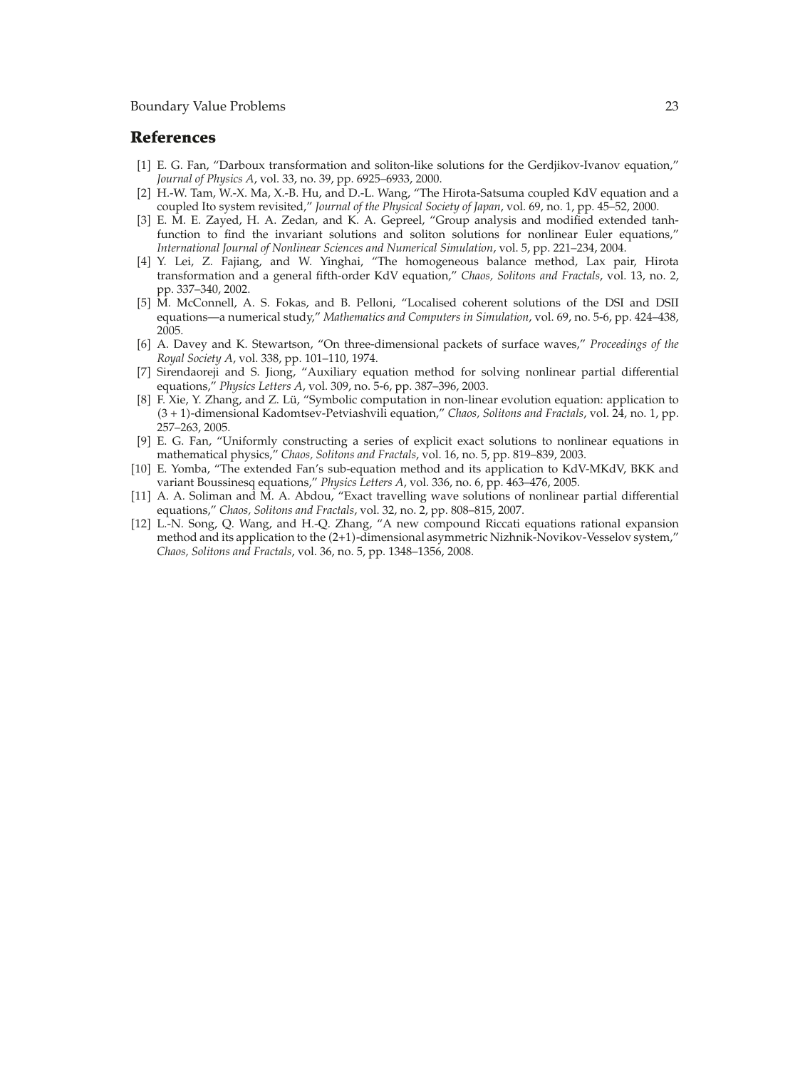## References

[1] E. G. Fan, "Darboux transformation and soliton-like solutions for the Gerdjikov-Ivanov equation," *Journal of Physics A*, vol. 33, no. 39, pp. 6925–6933, 2000.

[2] H.-W. Tam, W.-X. Ma, X.-B. Hu, and D.-L. Wang, "The Hirota-Satsuma coupled KdV equation and a coupled Ito system revisited," *Journal of the Physical Society of Japan*, vol. 69, no. 1, pp. 45–52, 2000.

[3] E. M. E. Zayed, H. A. Zedan, and K. A. Gepreel, "Group analysis and modified extended tanh-function to find the invariant solutions and soliton solutions for nonlinear Euler equations," *International Journal of Nonlinear Sciences and Numerical Simulation*, vol. 5, pp. 221–234, 2004.

[4] Y. Lei, Z. Fajiang, and W. Yinghai, "The homogeneous balance method, Lax pair, Hirota transformation and a general fifth-order KdV equation," *Chaos, Solitons and Fractals*, vol. 13, no. 2, pp. 337–340, 2002.

[5] M. McConnell, A. S. Fokas, and B. Pelloni, "Localised coherent solutions of the DSI and DSII equations—a numerical study," *Mathematics and Computers in Simulation*, vol. 69, no. 5-6, pp. 424–438, 2005.

[6] A. Davey and K. Stewartson, "On three-dimensional packets of surface waves," *Proceedings of the Royal Society A*, vol. 338, pp. 101–110, 1974.

[7] Sirendaoreji and S. Jiong, "Auxiliary equation method for solving nonlinear partial differential equations," *Physics Letters A*, vol. 309, no. 5-6, pp. 387–396, 2003.

[8] F. Xie, Y. Zhang, and Z. Lü, "Symbolic computation in non-linear evolution equation: application to (3 + 1)-dimensional Kadomtsev-Petviashvili equation," *Chaos, Solitons and Fractals*, vol. 24, no. 1, pp. 257–263, 2005.

[9] E. G. Fan, "Uniformly constructing a series of explicit exact solutions to nonlinear equations in mathematical physics," *Chaos, Solitons and Fractals*, vol. 16, no. 5, pp. 819–839, 2003.

[10] E. Yomba, "The extended Fan's sub-equation method and its application to KdV-MKdV, BKK and variant Boussinesq equations," *Physics Letters A*, vol. 336, no. 6, pp. 463–476, 2005.

[11] A. A. Soliman and M. A. Abdou, "Exact travelling wave solutions of nonlinear partial differential equations," *Chaos, Solitons and Fractals*, vol. 32, no. 2, pp. 808–815, 2007.

[12] L.-N. Song, Q. Wang, and H.-Q. Zhang, "A new compound Riccati equations rational expansion method and its application to the (2+1)-dimensional asymmetric Nizhnik-Novikov-Vesselov system," *Chaos, Solitons and Fractals*, vol. 36, no. 5, pp. 1348–1356, 2008.